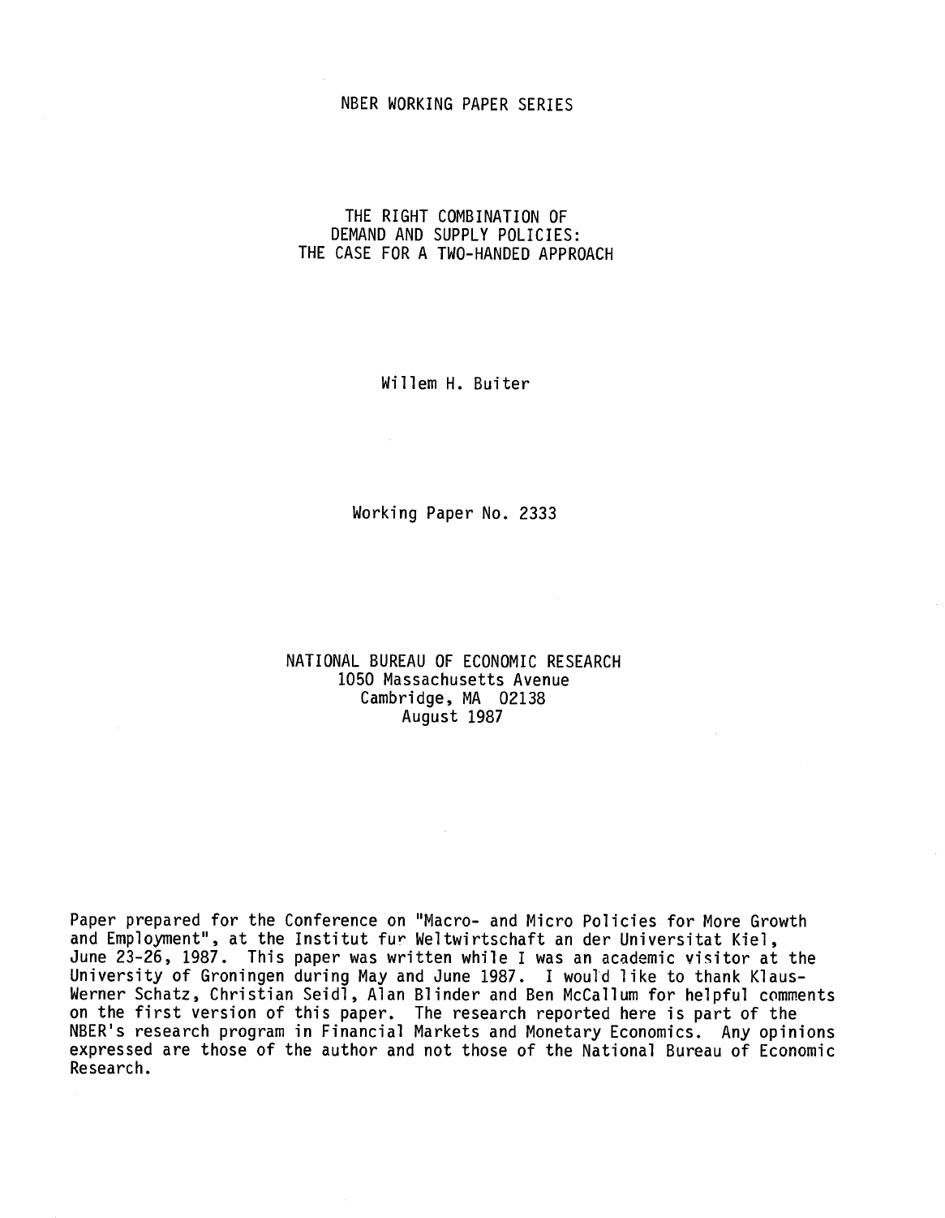NBER WORKING PAPER SERIES

# THE RIGHT COMBINATION OF DEMAND AND SUPPLY POLICIES: THE CASE FOR A TWO-HANDED APPROACH

Willem H. Buiter

Working Paper No. 2333

NATIONAL BUREAU OF ECONOMIC RESEARCH
1050 Massachusetts Avenue
Cambridge, MA 02138
August 1987

Paper prepared for the Conference on "Macro- and Micro Policies for More Growth and Employment", at the Institut fur Weltwirtschaft an der Universitat Kiel, June 23-26, 1987. This paper was written while I was an academic visitor at the University of Groningen during May and June 1987. I would like to thank Klaus-Werner Schatz, Christian Seidl, Alan Blinder and Ben McCallum for helpful comments on the first version of this paper. The research reported here is part of the NBER's research program in Financial Markets and Monetary Economics. Any opinions expressed are those of the author and not those of the National Bureau of Economic Research.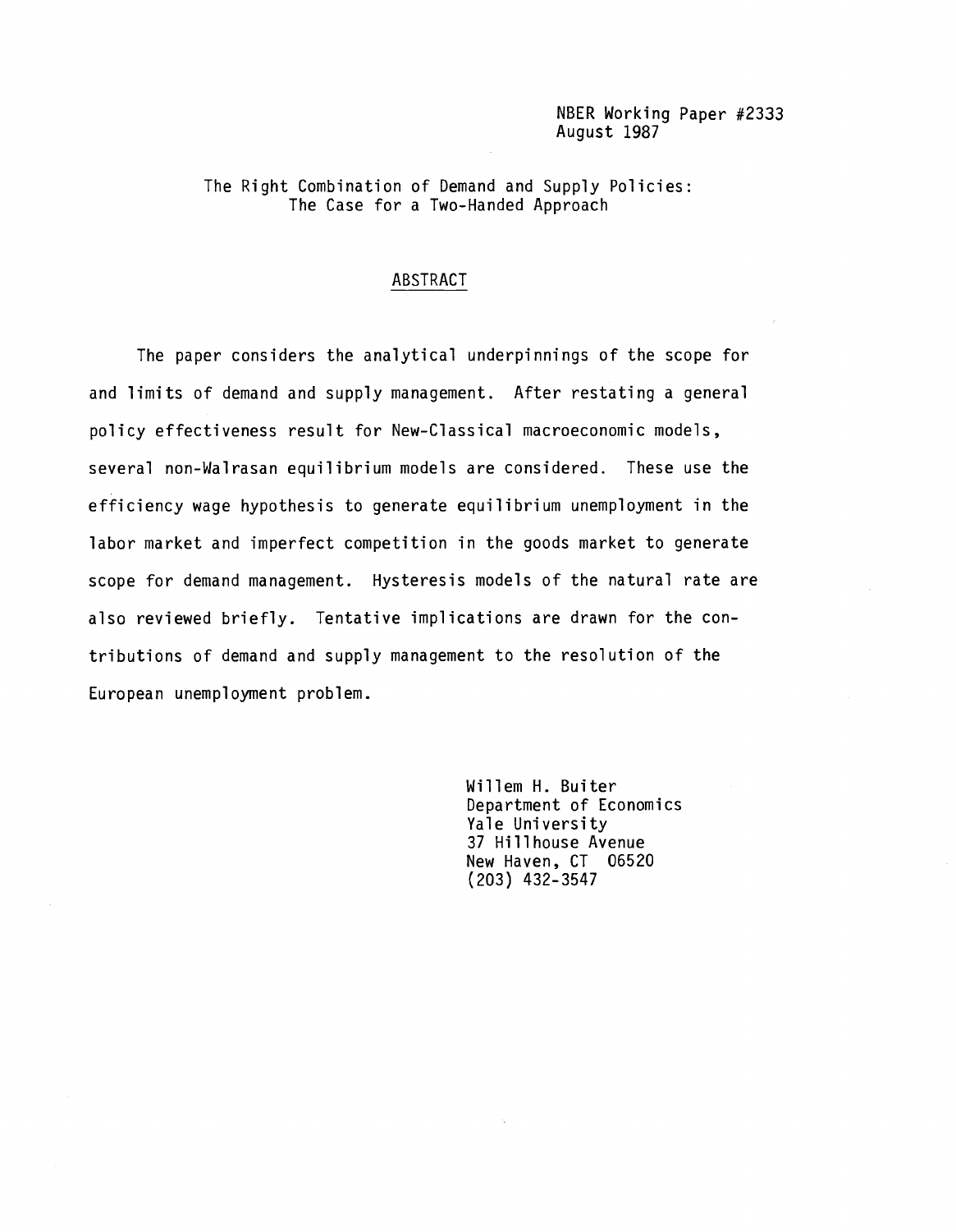NBER Working Paper #2333
August 1987

The Right Combination of Demand and Supply Policies:
The Case for a Two-Handed Approach

## ABSTRACT

The paper considers the analytical underpinnings of the scope for and limits of demand and supply management. After restating a general policy effectiveness result for New-Classical macroeconomic models, several non-Walrasan equilibrium models are considered. These use the efficiency wage hypothesis to generate equilibrium unemployment in the labor market and imperfect competition in the goods market to generate scope for demand management. Hysteresis models of the natural rate are also reviewed briefly. Tentative implications are drawn for the contributions of demand and supply management to the resolution of the European unemployment problem.

Willem H. Buiter
Department of Economics
Yale University
37 Hillhouse Avenue
New Haven, CT 06520
(203) 432-3547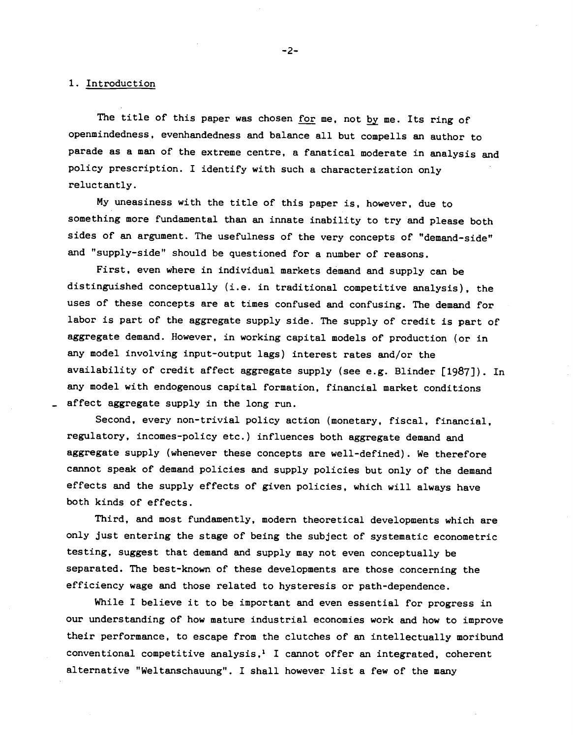## 1. Introduction

The title of this paper was chosen <u>for</u> me, not <u>by</u> me. Its ring of openmindedness, evenhandedness and balance all but compells an author to parade as a man of the extreme centre, a fanatical moderate in analysis and policy prescription. I identify with such a characterization only reluctantly.

My uneasiness with the title of this paper is, however, due to something more fundamental than an innate inability to try and please both sides of an argument. The usefulness of the very concepts of "demand-side" and "supply-side" should be questioned for a number of reasons.

First, even where in individual markets demand and supply can be distinguished conceptually (i.e. in traditional competitive analysis), the uses of these concepts are at times confused and confusing. The demand for labor is part of the aggregate supply side. The supply of credit is part of aggregate demand. However, in working capital models of production (or in any model involving input-output lags) interest rates and/or the availability of credit affect aggregate supply (see e.g. Blinder [1987]). In any model with endogenous capital formation, financial market conditions affect aggregate supply in the long run.

Second, every non-trivial policy action (monetary, fiscal, financial, regulatory, incomes-policy etc.) influences both aggregate demand and aggregate supply (whenever these concepts are well-defined). We therefore cannot speak of demand policies and supply policies but only of the demand effects and the supply effects of given policies, which will always have both kinds of effects.

Third, and most fundamently, modern theoretical developments which are only just entering the stage of being the subject of systematic econometric testing, suggest that demand and supply may not even conceptually be separated. The best-known of these developments are those concerning the efficiency wage and those related to hysteresis or path-dependence.

While I believe it to be important and even essential for progress in our understanding of how mature industrial economies work and how to improve their performance, to escape from the clutches of an intellectually moribund conventional competitive analysis,[1] I cannot offer an integrated, coherent alternative "Weltanschauung". I shall however list a few of the many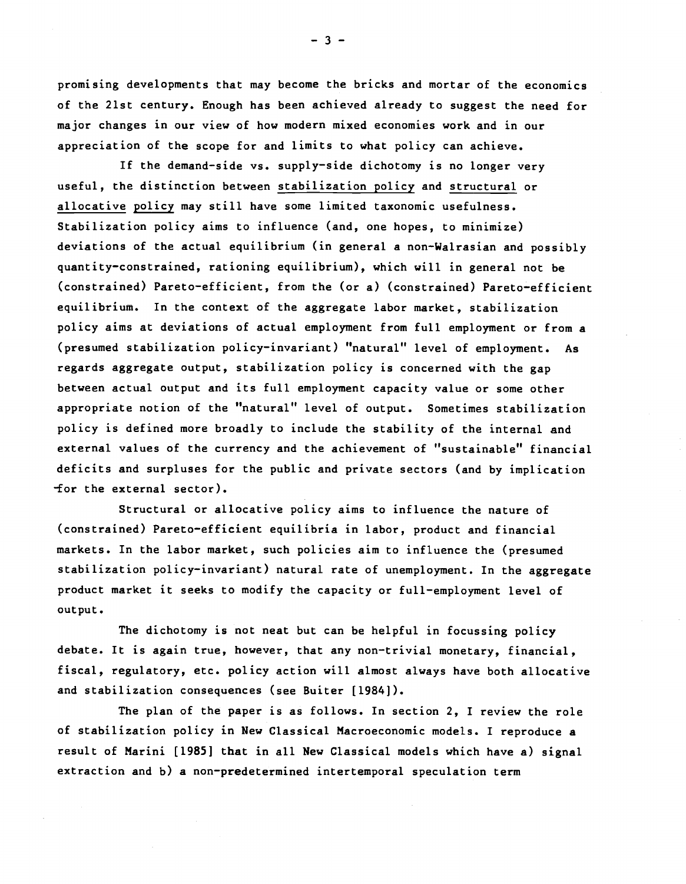promising developments that may become the bricks and mortar of the economics of the 21st century. Enough has been achieved already to suggest the need for major changes in our view of how modern mixed economies work and in our appreciation of the scope for and limits to what policy can achieve.

If the demand-side vs. supply-side dichotomy is no longer very useful, the distinction between stabilization policy and structural or allocative policy may still have some limited taxonomic usefulness. Stabilization policy aims to influence (and, one hopes, to minimize) deviations of the actual equilibrium (in general a non-Walrasian and possibly quantity-constrained, rationing equilibrium), which will in general not be (constrained) Pareto-efficient, from the (or a) (constrained) Pareto-efficient equilibrium. In the context of the aggregate labor market, stabilization policy aims at deviations of actual employment from full employment or from a (presumed stabilization policy-invariant) "natural" level of employment. As regards aggregate output, stabilization policy is concerned with the gap between actual output and its full employment capacity value or some other appropriate notion of the "natural" level of output. Sometimes stabilization policy is defined more broadly to include the stability of the internal and external values of the currency and the achievement of "sustainable" financial deficits and surpluses for the public and private sectors (and by implication for the external sector).

Structural or allocative policy aims to influence the nature of (constrained) Pareto-efficient equilibria in labor, product and financial markets. In the labor market, such policies aim to influence the (presumed stabilization policy-invariant) natural rate of unemployment. In the aggregate product market it seeks to modify the capacity or full-employment level of output.

The dichotomy is not neat but can be helpful in focussing policy debate. It is again true, however, that any non-trivial monetary, financial, fiscal, regulatory, etc. policy action will almost always have both allocative and stabilization consequences (see Buiter [1984]).

The plan of the paper is as follows. In section 2, I review the role of stabilization policy in New Classical Macroeconomic models. I reproduce a result of Marini [1985] that in all New Classical models which have a) signal extraction and b) a non-predetermined intertemporal speculation term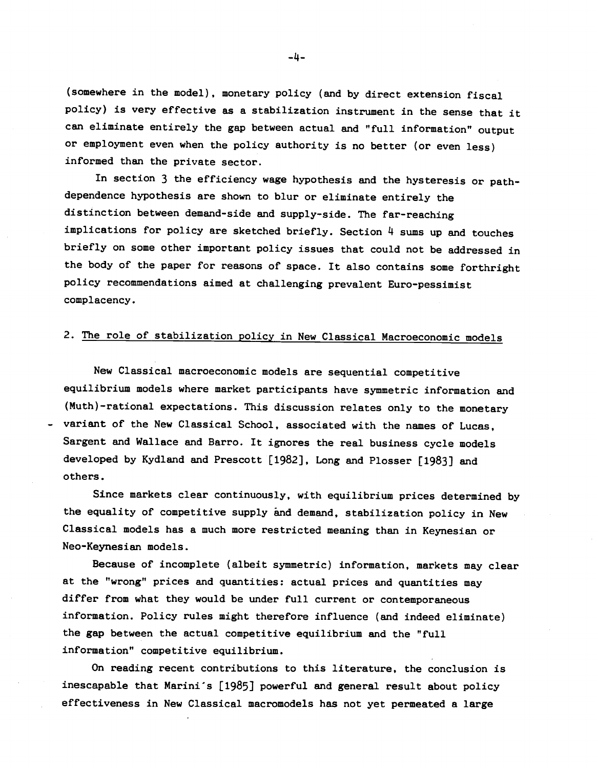(somewhere in the model), monetary policy (and by direct extension fiscal policy) is very effective as a stabilization instrument in the sense that it can eliminate entirely the gap between actual and "full information" output or employment even when the policy authority is no better (or even less) informed than the private sector.

In section 3 the efficiency wage hypothesis and the hysteresis or path-dependence hypothesis are shown to blur or eliminate entirely the distinction between demand-side and supply-side. The far-reaching implications for policy are sketched briefly. Section 4 sums up and touches briefly on some other important policy issues that could not be addressed in the body of the paper for reasons of space. It also contains some forthright policy recommendations aimed at challenging prevalent Euro-pessimist complacency.

## 2. The role of stabilization policy in New Classical Macroeconomic models

New Classical macroeconomic models are sequential competitive equilibrium models where market participants have symmetric information and (Muth)-rational expectations. This discussion relates only to the monetary variant of the New Classical School, associated with the names of Lucas, Sargent and Wallace and Barro. It ignores the real business cycle models developed by Kydland and Prescott [1982], Long and Plosser [1983] and others.

Since markets clear continuously, with equilibrium prices determined by the equality of competitive supply and demand, stabilization policy in New Classical models has a much more restricted meaning than in Keynesian or Neo-Keynesian models.

Because of incomplete (albeit symmetric) information, markets may clear at the "wrong" prices and quantities: actual prices and quantities may differ from what they would be under full current or contemporaneous information. Policy rules might therefore influence (and indeed eliminate) the gap between the actual competitive equilibrium and the "full information" competitive equilibrium.

On reading recent contributions to this literature, the conclusion is inescapable that Marini's [1985] powerful and general result about policy effectiveness in New Classical macromodels has not yet permeated a large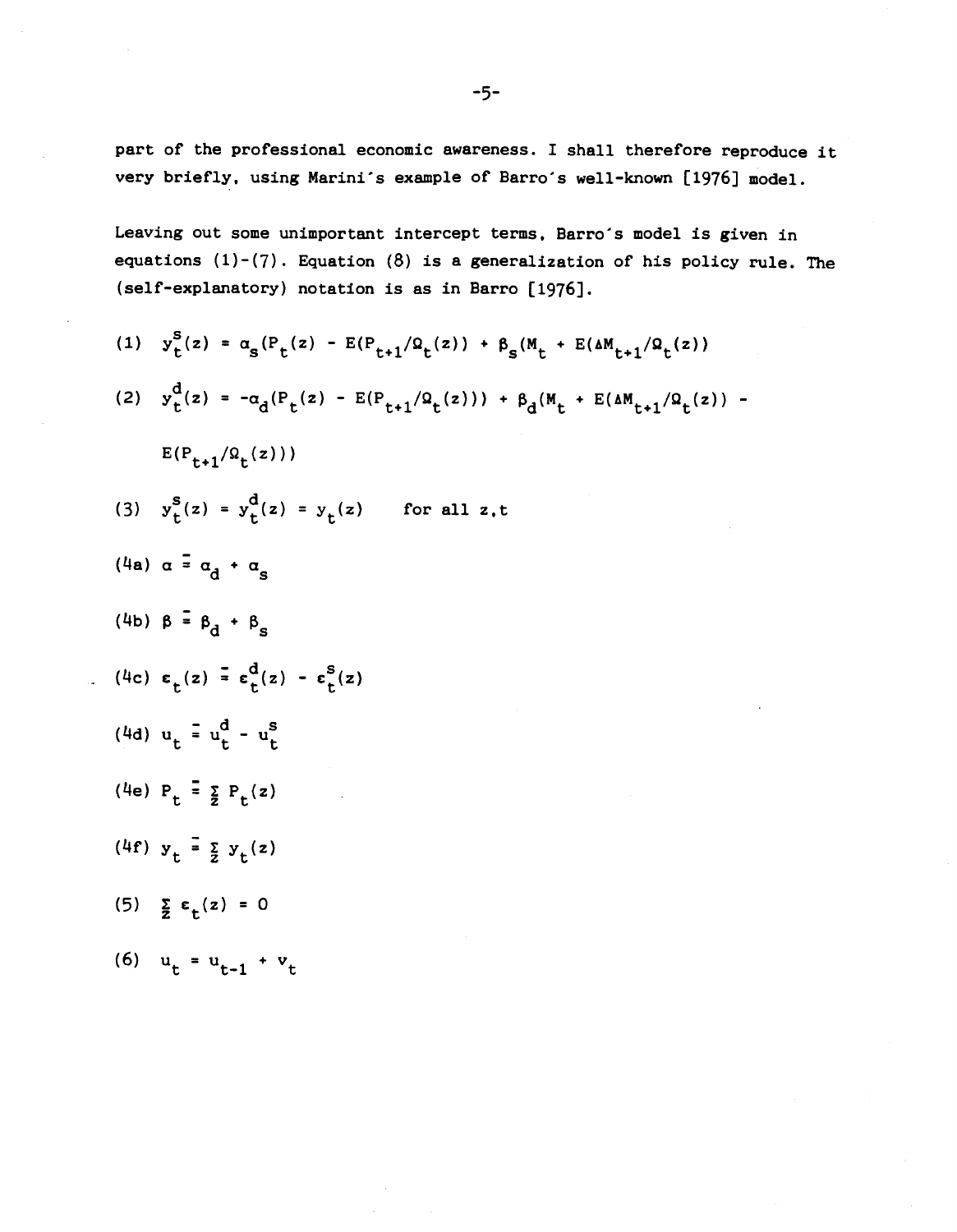part of the professional economic awareness. I shall therefore reproduce it very briefly, using Marini's example of Barro's well-known [1976] model.

Leaving out some unimportant intercept terms, Barro's model is given in equations (1)-(7). Equation (8) is a generalization of his policy rule. The (self-explanatory) notation is as in Barro [1976].

$$(1) \quad y_t^s(z) = \alpha_s(P_t(z) - E(P_{t+1}/\Omega_t(z)) + \beta_s(M_t + E(\Delta M_{t+1}/\Omega_t(z))$$

$$(2) \quad y_t^d(z) = -\alpha_d(P_t(z) - E(P_{t+1}/\Omega_t(z))) + \beta_d(M_t + E(\Delta M_{t+1}/\Omega_t(z)) - E(P_{t+1}/\Omega_t(z)))$$

$$(3) \quad y_t^s(z) = y_t^d(z) = y_t(z) \qquad \text{for all } z,t$$

$$(4a) \quad \alpha \equiv \alpha_d + \alpha_s$$

$$(4b) \quad \beta \equiv \beta_d + \beta_s$$

$$(4c) \quad \varepsilon_t(z) \equiv \varepsilon_t^d(z) - \varepsilon_t^s(z)$$

$$(4d) \quad u_t \equiv u_t^d - u_t^s$$

$$(4e) \quad P_t \equiv \sum_z P_t(z)$$

$$(4f) \quad y_t \equiv \sum_z y_t(z)$$

$$(5) \quad \sum_z \varepsilon_t(z) = 0$$

$$(6) \quad u_t = u_{t-1} + v_t$$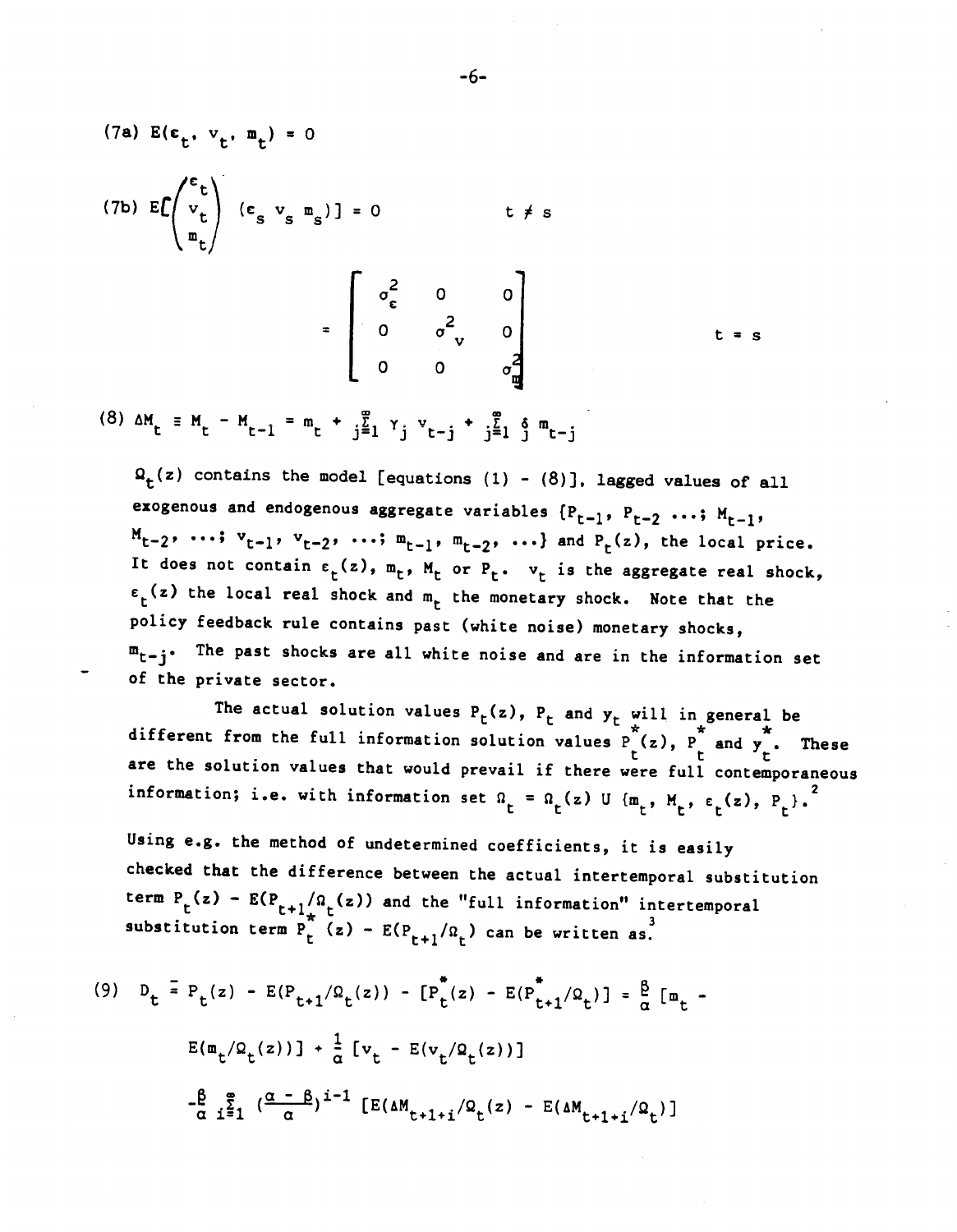(7a) $E(\epsilon_t, v_t, m_t) = 0$

$$
\text{(7b)} \quad E\left[\begin{pmatrix} \epsilon_t \\ v_t \\ m_t \end{pmatrix} (\epsilon_s \; v_s \; m_s)\right] = 0 \qquad t \neq s
$$

$$
= \begin{bmatrix} \sigma_\epsilon^2 & 0 & 0 \\ 0 & \sigma_v^2 & 0 \\ 0 & 0 & \sigma_m^2 \end{bmatrix} \qquad t = s
$$

$$
\text{(8)} \quad \Delta M_t \equiv M_t - M_{t-1} = m_t + \sum_{j=1}^{\infty} \gamma_j v_{t-j} + \sum_{j=1}^{\infty} \delta_j m_{t-j}
$$

$\Omega_t(z)$ contains the model [equations (1) - (8)], lagged values of all exogenous and endogenous aggregate variables $\{P_{t-1}, P_{t-2} \ldots; M_{t-1}, M_{t-2}, \ldots; v_{t-1}, v_{t-2}, \ldots; m_{t-1}, m_{t-2}, \ldots\}$ and $P_t(z)$, the local price. It does not contain $\epsilon_t(z)$, $m_t$, $M_t$ or $P_t$. $v_t$ is the aggregate real shock, $\epsilon_t(z)$ the local real shock and $m_t$ the monetary shock. Note that the policy feedback rule contains past (white noise) monetary shocks, $m_{t-j}$. The past shocks are all white noise and are in the information set of the private sector.

The actual solution values $P_t(z)$, $P_t$ and $y_t$ will in general be different from the full information solution values $P_t^*(z)$, $P_t^*$ and $y_t^*$. These are the solution values that would prevail if there were full contemporaneous information; i.e. with information set $\Omega_t = \Omega_t(z) \cup \{m_t, M_t, \epsilon_t(z), P_t\}$.[2]

Using e.g. the method of undetermined coefficients, it is easily checked that the difference between the actual intertemporal substitution term $P_t(z) - E(P_{t+1}/\Omega_t(z))$ and the "full information" intertemporal substitution term $P_t^*(z) - E(P_{t+1}^*/\Omega_t)$ can be written as.[3]

$$
\text{(9)} \quad D_t \equiv P_t(z) - E(P_{t+1}/\Omega_t(z)) - [P_t^*(z) - E(P_{t+1}^*/\Omega_t)] = \frac{\beta}{\alpha}[m_t - E(m_t/\Omega_t(z))] + \frac{1}{\alpha}[v_t - E(v_t/\Omega_t(z))]
$$

$$
-\frac{\beta}{\alpha} \sum_{i=1}^{\infty} \left(\frac{\alpha - \beta}{\alpha}\right)^{i-1} [E(\Delta M_{t+1+i}/\Omega_t(z)) - E(\Delta M_{t+1+i}/\Omega_t)]
$$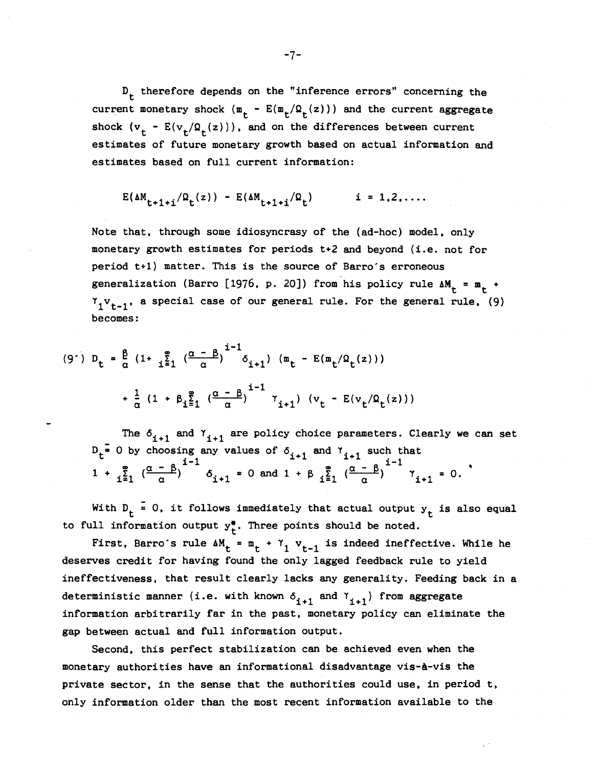$D_t$ therefore depends on the "inference errors" concerning the current monetary shock $(m_t - E(m_t/\Omega_t(z)))$ and the current aggregate shock $(v_t - E(v_t/\Omega_t(z)))$, and on the differences between current estimates of future monetary growth based on actual information and estimates based on full current information:

$$E(\Delta M_{t+1+i}/\Omega_t(z)) - E(\Delta M_{t+1+i}/\Omega_t) \qquad i = 1,2,\ldots.$$

Note that, through some idiosyncrasy of the (ad-hoc) model, only monetary growth estimates for periods t+2 and beyond (i.e. not for period t+1) matter. This is the source of Barro's erroneous generalization (Barro [1976, p. 20]) from his policy rule $\Delta M_t = m_t + \gamma_1 v_{t-1}$, a special case of our general rule. For the general rule, (9) becomes:

$$(9') \quad D_t = \frac{\beta}{\alpha}\left(1 + \sum_{i=1}^{\infty}\left(\frac{\alpha-\beta}{\alpha}\right)^{i-1}\delta_{i+1}\right)(m_t - E(m_t/\Omega_t(z)))$$

$$+ \frac{1}{\alpha}\left(1 + \beta\sum_{i=1}^{\infty}\left(\frac{\alpha-\beta}{\alpha}\right)^{i-1}\gamma_{i+1}\right)(v_t - E(v_t/\Omega_t(z)))$$

The $\delta_{i+1}$ and $\gamma_{i+1}$ are policy choice parameters. Clearly we can set $D_t \equiv 0$ by choosing any values of $\delta_{i+1}$ and $\gamma_{i+1}$ such that $1 + \sum_{i=1}^{\infty}\left(\frac{\alpha-\beta}{\alpha}\right)^{i-1}\delta_{i+1} = 0$ and $1 + \beta\sum_{i=1}^{\infty}\left(\frac{\alpha-\beta}{\alpha}\right)^{i-1}\gamma_{i+1} = 0$.

With $D_t \equiv 0$, it follows immediately that actual output $y_t$ is also equal to full information output $y_t^*$. Three points should be noted.

First, Barro's rule $\Delta M_t = m_t + \gamma_1 v_{t-1}$ is indeed ineffective. While he deserves credit for having found the only lagged feedback rule to yield ineffectiveness, that result clearly lacks any generality. Feeding back in a deterministic manner (i.e. with known $\delta_{i+1}$ and $\gamma_{i+1}$) from aggregate information arbitrarily far in the past, monetary policy can eliminate the gap between actual and full information output.

Second, this perfect stabilization can be achieved even when the monetary authorities have an informational disadvantage vis-à-vis the private sector, in the sense that the authorities could use, in period t, only information older than the most recent information available to the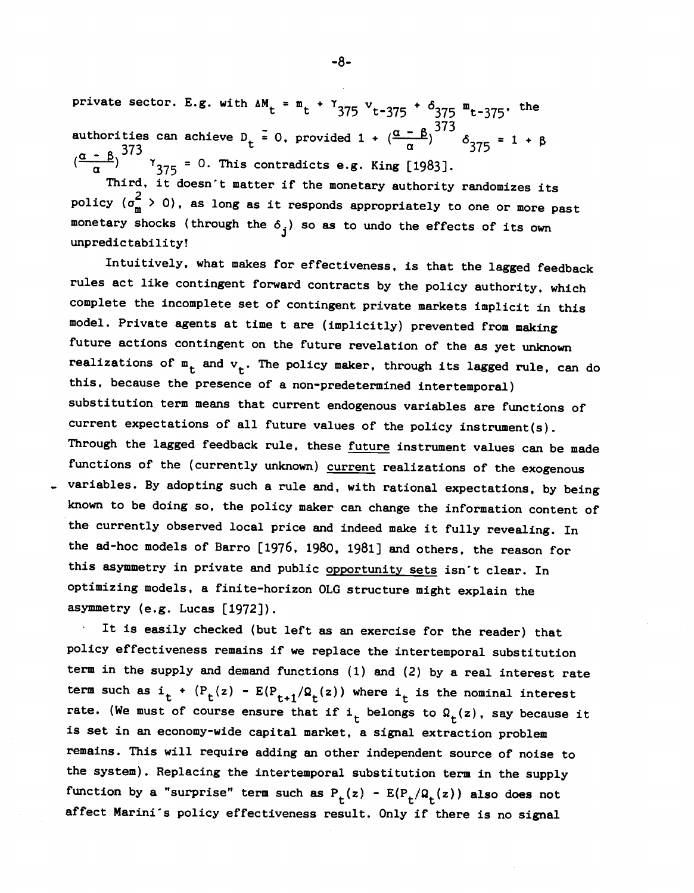private sector. E.g. with $\Delta M_t = m_t + \gamma_{375} v_{t-375} + \delta_{375} m_{t-375}$, the authorities can achieve $D_t \bar{=} 0$, provided $1 + (\frac{\alpha - \beta}{\alpha})^{373} \delta_{375} = 1 + \beta$ $(\frac{\alpha - \beta}{\alpha})^{373} \gamma_{375} = 0$. This contradicts e.g. King [1983].

Third, it doesn't matter if the monetary authority randomizes its policy ($\sigma_m^2 > 0$), as long as it responds appropriately to one or more past monetary shocks (through the $\delta_j$) so as to undo the effects of its own unpredictability!

Intuitively, what makes for effectiveness, is that the lagged feedback rules act like contingent forward contracts by the policy authority, which complete the incomplete set of contingent private markets implicit in this model. Private agents at time t are (implicitly) prevented from making future actions contingent on the future revelation of the as yet unknown realizations of $m_t$ and $v_t$. The policy maker, through its lagged rule, can do this, because the presence of a non-predetermined intertemporal) substitution term means that current endogenous variables are functions of current expectations of all future values of the policy instrument(s). Through the lagged feedback rule, these <u>future</u> instrument values can be made functions of the (currently unknown) <u>current</u> realizations of the exogenous variables. By adopting such a rule and, with rational expectations, by being known to be doing so, the policy maker can change the information content of the currently observed local price and indeed make it fully revealing. In the ad-hoc models of Barro [1976, 1980, 1981] and others, the reason for this asymmetry in private and public <u>opportunity sets</u> isn't clear. In optimizing models, a finite-horizon OLG structure might explain the asymmetry (e.g. Lucas [1972]).

It is easily checked (but left as an exercise for the reader) that policy effectiveness remains if we replace the intertemporal substitution term in the supply and demand functions (1) and (2) by a real interest rate term such as $i_t + (P_t(z) - E(P_{t+1}/\Omega_t(z))$ where $i_t$ is the nominal interest rate. (We must of course ensure that if $i_t$ belongs to $\Omega_t(z)$, say because it is set in an economy-wide capital market, a signal extraction problem remains. This will require adding an other independent source of noise to the system). Replacing the intertemporal substitution term in the supply function by a "surprise" term such as $P_t(z) - E(P_t/\Omega_t(z))$ also does not affect Marini's policy effectiveness result. Only if there is no signal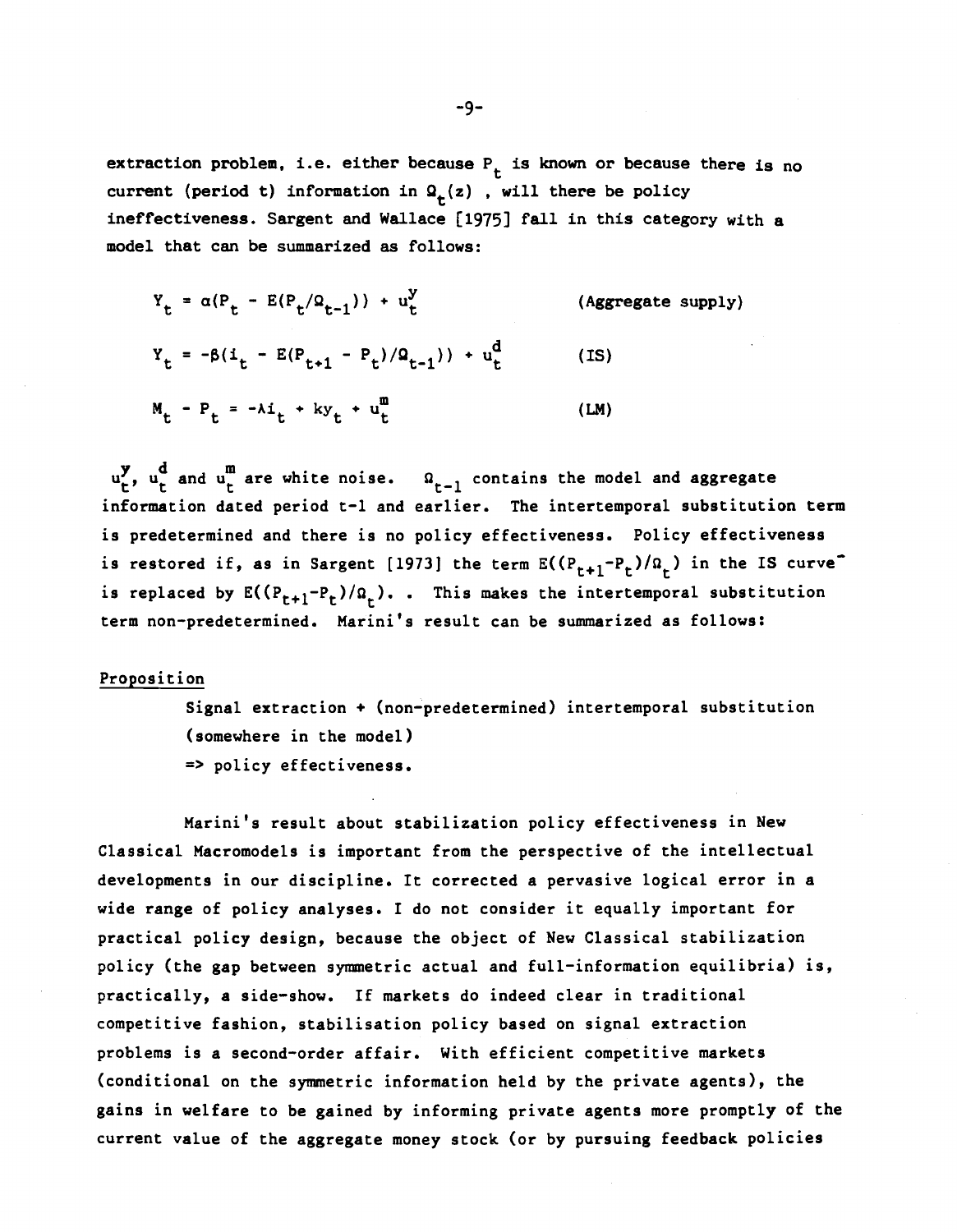extraction problem, i.e. either because $P_t$ is known or because there is no current (period t) information in $\Omega_t(z)$ , will there be policy ineffectiveness. Sargent and Wallace [1975] fall in this category with a model that can be summarized as follows:

$$Y_t = \alpha(P_t - E(P_t/\Omega_{t-1})) + u_t^y \qquad \text{(Aggregate supply)}$$

$$Y_t = -\beta(i_t - E(P_{t+1} - P_t)/\Omega_{t-1})) + u_t^d \qquad \text{(IS)}$$

$$M_t - P_t = -\lambda i_t + ky_t + u_t^m \qquad \text{(LM)}$$

$u_t^y$, $u_t^d$ and $u_t^m$ are white noise. $\Omega_{t-1}$ contains the model and aggregate information dated period t-1 and earlier. The intertemporal substitution term is predetermined and there is no policy effectiveness. Policy effectiveness is restored if, as in Sargent [1973] the term $E((P_{t+1}-P_t)/\Omega_t)$ in the IS curve is replaced by $E((P_{t+1}-P_t)/\Omega_t)$. . This makes the intertemporal substitution term non-predetermined. Marini's result can be summarized as follows:

Proposition

> Signal extraction + (non-predetermined) intertemporal substitution (somewhere in the model)
> => policy effectiveness.

Marini's result about stabilization policy effectiveness in New Classical Macromodels is important from the perspective of the intellectual developments in our discipline. It corrected a pervasive logical error in a wide range of policy analyses. I do not consider it equally important for practical policy design, because the object of New Classical stabilization policy (the gap between symmetric actual and full-information equilibria) is, practically, a side-show. If markets do indeed clear in traditional competitive fashion, stabilisation policy based on signal extraction problems is a second-order affair. With efficient competitive markets (conditional on the symmetric information held by the private agents), the gains in welfare to be gained by informing private agents more promptly of the current value of the aggregate money stock (or by pursuing feedback policies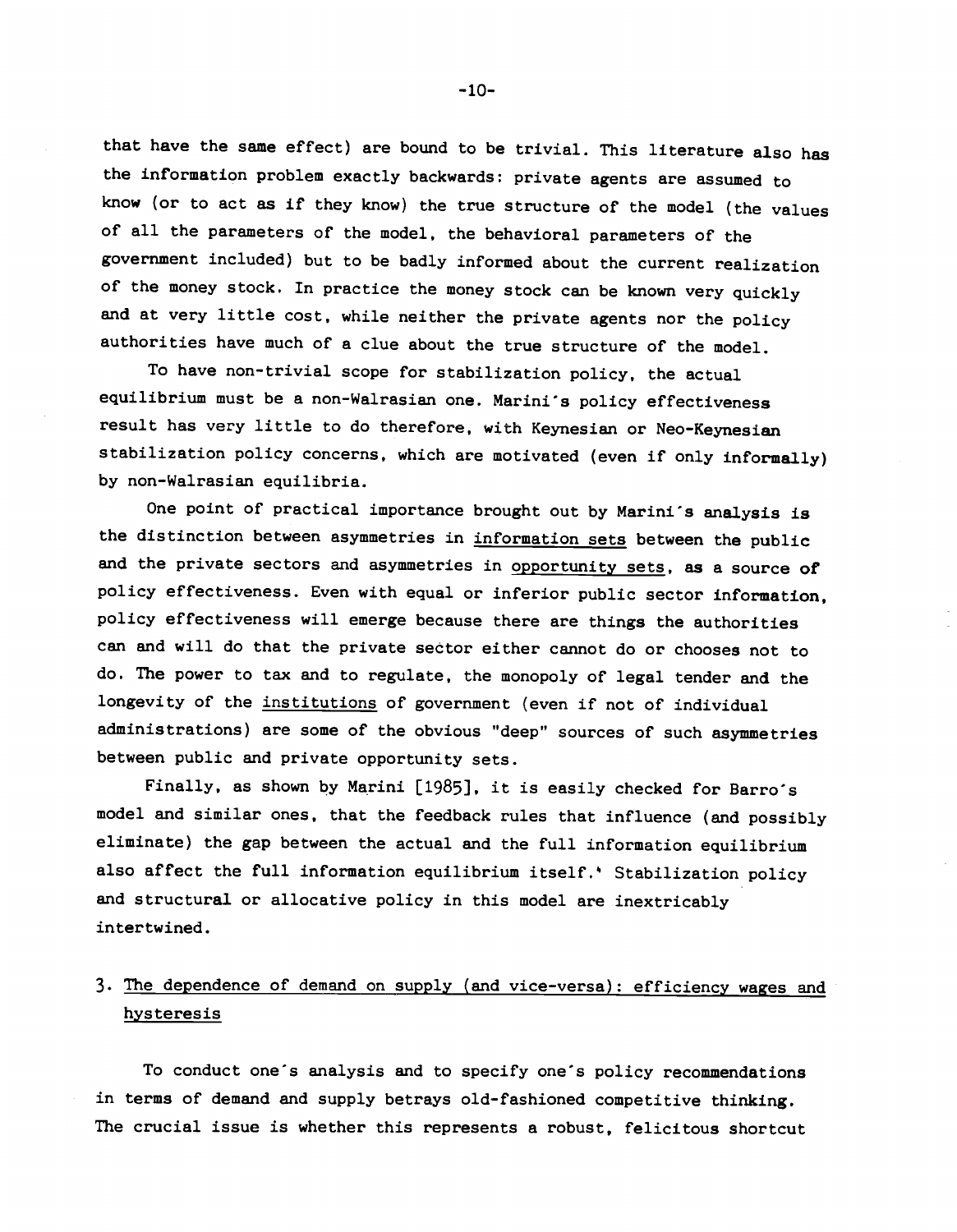that have the same effect) are bound to be trivial. This literature also has the information problem exactly backwards: private agents are assumed to know (or to act as if they know) the true structure of the model (the values of all the parameters of the model, the behavioral parameters of the government included) but to be badly informed about the current realization of the money stock. In practice the money stock can be known very quickly and at very little cost, while neither the private agents nor the policy authorities have much of a clue about the true structure of the model.

To have non-trivial scope for stabilization policy, the actual equilibrium must be a non-Walrasian one. Marini's policy effectiveness result has very little to do therefore, with Keynesian or Neo-Keynesian stabilization policy concerns, which are motivated (even if only informally) by non-Walrasian equilibria.

One point of practical importance brought out by Marini's analysis is the distinction between asymmetries in information sets between the public and the private sectors and asymmetries in opportunity sets, as a source of policy effectiveness. Even with equal or inferior public sector information, policy effectiveness will emerge because there are things the authorities can and will do that the private sector either cannot do or chooses not to do. The power to tax and to regulate, the monopoly of legal tender and the longevity of the institutions of government (even if not of individual administrations) are some of the obvious "deep" sources of such asymmetries between public and private opportunity sets.

Finally, as shown by Marini [1985], it is easily checked for Barro's model and similar ones, that the feedback rules that influence (and possibly eliminate) the gap between the actual and the full information equilibrium also affect the full information equilibrium itself.[4] Stabilization policy and structural or allocative policy in this model are inextricably intertwined.

## 3. The dependence of demand on supply (and vice-versa): efficiency wages and hysteresis

To conduct one's analysis and to specify one's policy recommendations in terms of demand and supply betrays old-fashioned competitive thinking. The crucial issue is whether this represents a robust, felicitous shortcut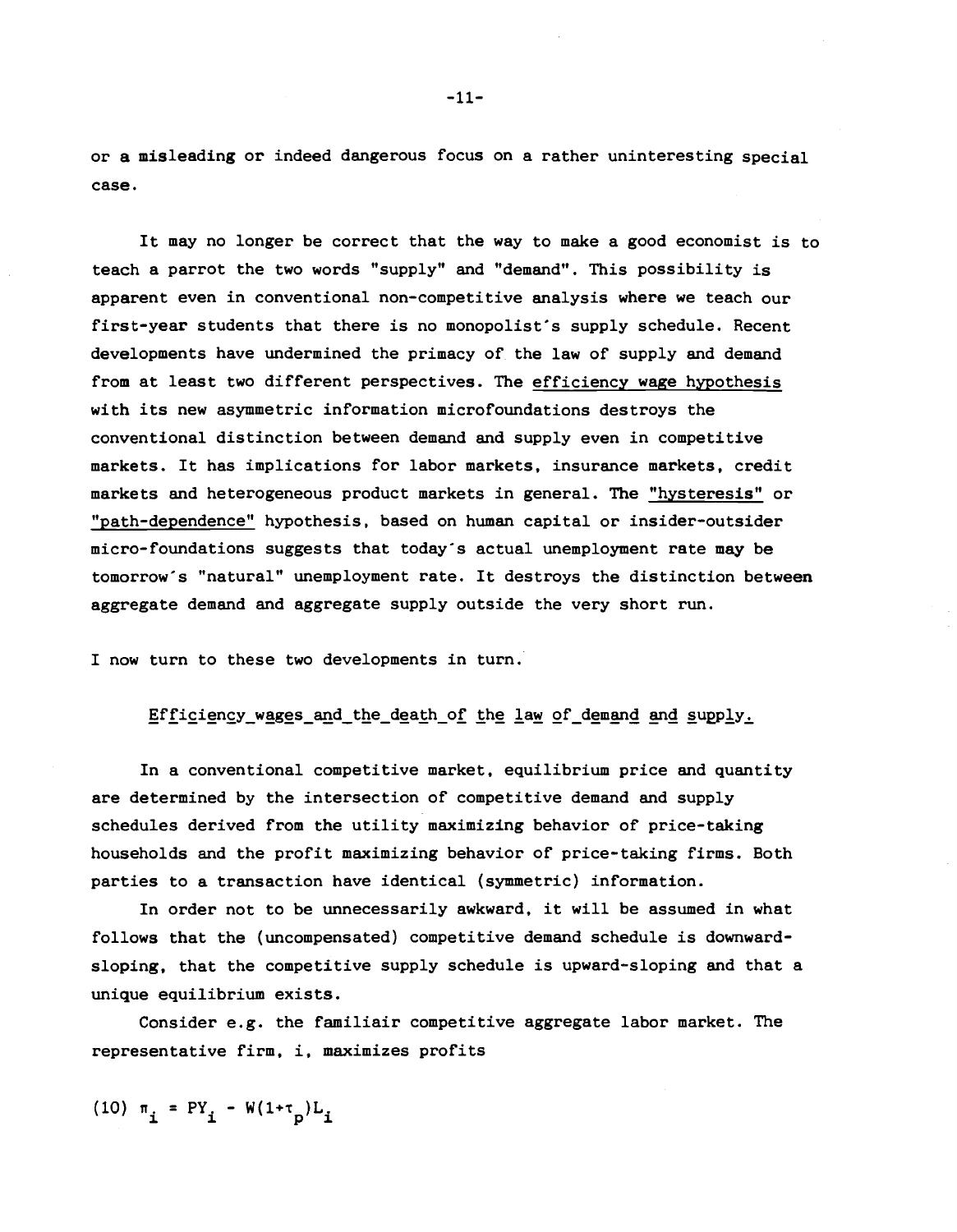or a misleading or indeed dangerous focus on a rather uninteresting special case.

It may no longer be correct that the way to make a good economist is to teach a parrot the two words "supply" and "demand". This possibility is apparent even in conventional non-competitive analysis where we teach our first-year students that there is no monopolist's supply schedule. Recent developments have undermined the primacy of the law of supply and demand from at least two different perspectives. The efficiency wage hypothesis with its new asymmetric information microfoundations destroys the conventional distinction between demand and supply even in competitive markets. It has implications for labor markets, insurance markets, credit markets and heterogeneous product markets in general. The "hysteresis" or "path-dependence" hypothesis, based on human capital or insider-outsider micro-foundations suggests that today's actual unemployment rate may be tomorrow's "natural" unemployment rate. It destroys the distinction between aggregate demand and aggregate supply outside the very short run.

I now turn to these two developments in turn.

## Efficiency wages and the death of the law of demand and supply.

In a conventional competitive market, equilibrium price and quantity are determined by the intersection of competitive demand and supply schedules derived from the utility maximizing behavior of price-taking households and the profit maximizing behavior of price-taking firms. Both parties to a transaction have identical (symmetric) information.

In order not to be unnecessarily awkward, it will be assumed in what follows that the (uncompensated) competitive demand schedule is downward-sloping, that the competitive supply schedule is upward-sloping and that a unique equilibrium exists.

Consider e.g. the familiair competitive aggregate labor market. The representative firm, i, maximizes profits

$$(10) \quad \pi_i = PY_i - W(1+\tau_p)L_i$$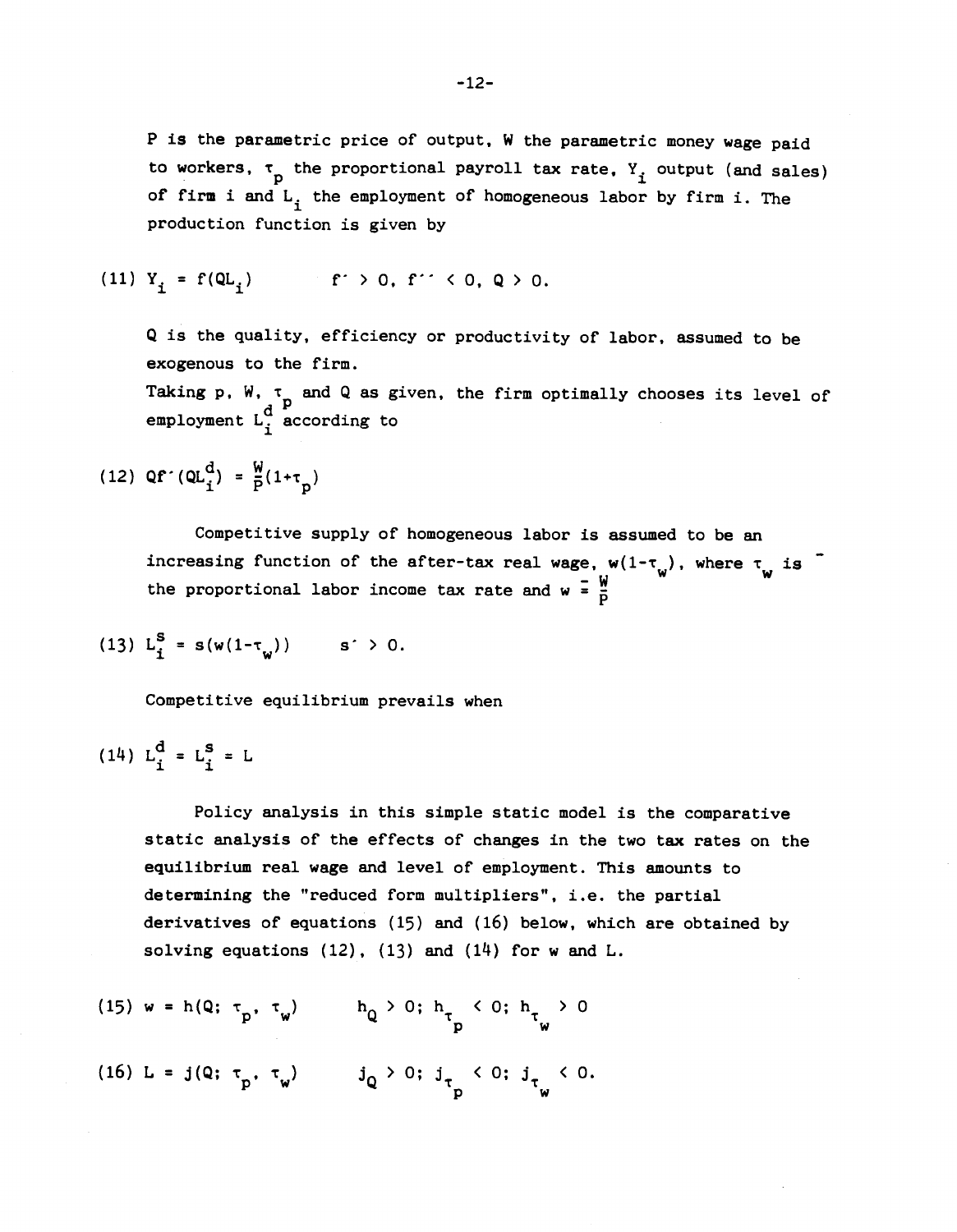P is the parametric price of output, W the parametric money wage paid to workers, $\tau_p$ the proportional payroll tax rate, $Y_i$ output (and sales) of firm i and $L_i$ the employment of homogeneous labor by firm i. The production function is given by

$$(11)\quad Y_i = f(QL_i) \qquad f' > 0,\ f'' < 0,\ Q > 0.$$

Q is the quality, efficiency or productivity of labor, assumed to be exogenous to the firm.

Taking p, W, $\tau_p$ and Q as given, the firm optimally chooses its level of employment $L_i^d$ according to

$$(12)\quad Qf'(QL_i^d) = \frac{W}{P}(1+\tau_p)$$

Competitive supply of homogeneous labor is assumed to be an increasing function of the after-tax real wage, $w(1-\tau_w)$, where $\tau_w$ is the proportional labor income tax rate and $w \equiv \frac{W}{P}$

$$(13)\quad L_i^s = s(w(1-\tau_w)) \qquad s' > 0.$$

Competitive equilibrium prevails when

$$(14)\quad L_i^d = L_i^s = L$$

Policy analysis in this simple static model is the comparative static analysis of the effects of changes in the two tax rates on the equilibrium real wage and level of employment. This amounts to determining the "reduced form multipliers", i.e. the partial derivatives of equations (15) and (16) below, which are obtained by solving equations (12), (13) and (14) for w and L.

$$(15)\quad w = h(Q;\ \tau_p,\ \tau_w) \qquad h_Q > 0;\ h_{\tau_p} < 0;\ h_{\tau_w} > 0$$

$$(16)\quad L = j(Q;\ \tau_p,\ \tau_w) \qquad j_Q > 0;\ j_{\tau_p} < 0;\ j_{\tau_w} < 0.$$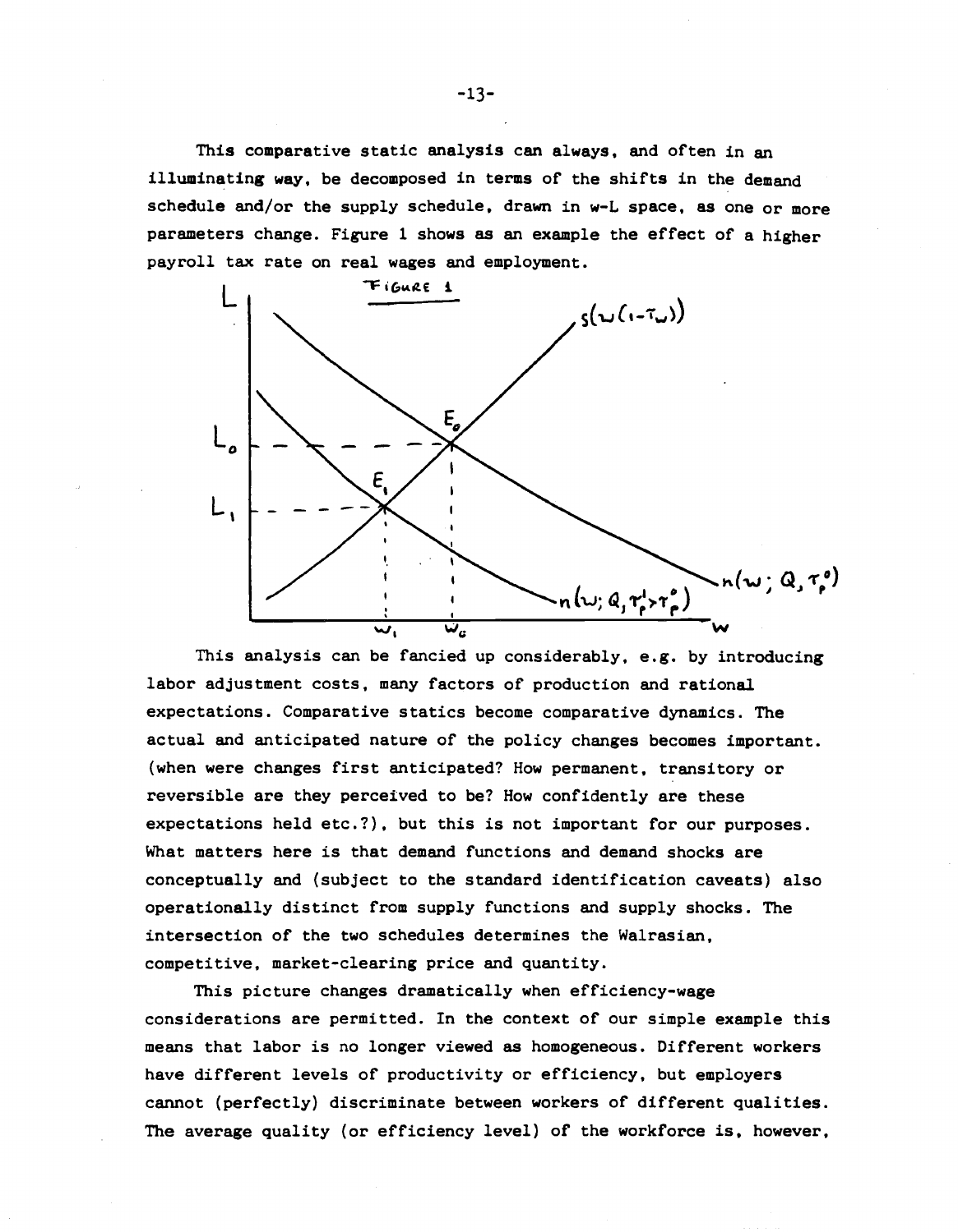This comparative static analysis can always, and often in an illuminating way, be decomposed in terms of the shifts in the demand schedule and/or the supply schedule, drawn in w-L space, as one or more parameters change. Figure 1 shows as an example the effect of a higher payroll tax rate on real wages and employment.

FIGURE 1

This analysis can be fancied up considerably, e.g. by introducing labor adjustment costs, many factors of production and rational expectations. Comparative statics become comparative dynamics. The actual and anticipated nature of the policy changes becomes important. (when were changes first anticipated? How permanent, transitory or reversible are they perceived to be? How confidently are these expectations held etc.?), but this is not important for our purposes. What matters here is that demand functions and demand shocks are conceptually and (subject to the standard identification caveats) also operationally distinct from supply functions and supply shocks. The intersection of the two schedules determines the Walrasian, competitive, market-clearing price and quantity.

This picture changes dramatically when efficiency-wage considerations are permitted. In the context of our simple example this means that labor is no longer viewed as homogeneous. Different workers have different levels of productivity or efficiency, but employers cannot (perfectly) discriminate between workers of different qualities. The average quality (or efficiency level) of the workforce is, however,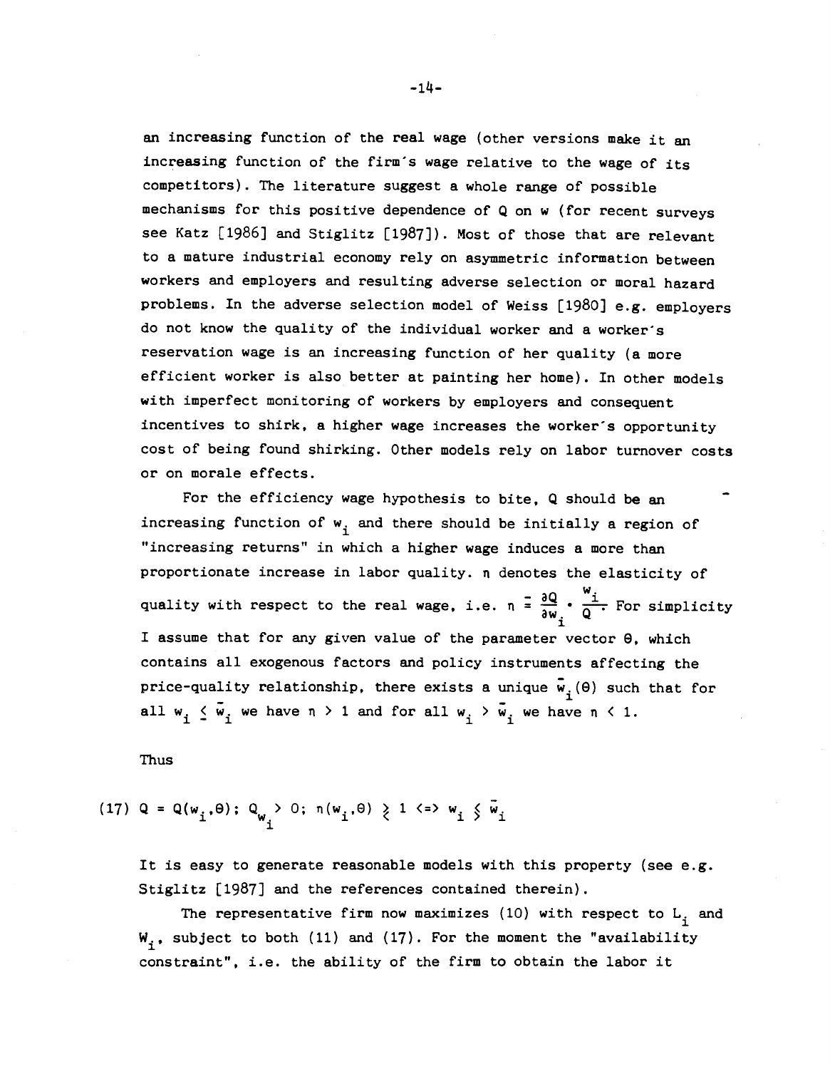an increasing function of the real wage (other versions make it an increasing function of the firm's wage relative to the wage of its competitors). The literature suggest a whole range of possible mechanisms for this positive dependence of Q on w (for recent surveys see Katz [1986] and Stiglitz [1987]). Most of those that are relevant to a mature industrial economy rely on asymmetric information between workers and employers and resulting adverse selection or moral hazard problems. In the adverse selection model of Weiss [1980] e.g. employers do not know the quality of the individual worker and a worker's reservation wage is an increasing function of her quality (a more efficient worker is also better at painting her home). In other models with imperfect monitoring of workers by employers and consequent incentives to shirk, a higher wage increases the worker's opportunity cost of being found shirking. Other models rely on labor turnover costs or on morale effects.

For the efficiency wage hypothesis to bite, Q should be an increasing function of $w_i$ and there should be initially a region of "increasing returns" in which a higher wage induces a more than proportionate increase in labor quality. $\eta$ denotes the elasticity of quality with respect to the real wage, i.e. $\eta \equiv \frac{\partial Q}{\partial w_i} \cdot \frac{w_i}{Q}$. For simplicity I assume that for any given value of the parameter vector $\theta$, which contains all exogenous factors and policy instruments affecting the price-quality relationship, there exists a unique $\bar{w}_i(\theta)$ such that for all $w_i \leq \bar{w}_i$ we have $\eta > 1$ and for all $w_i > \bar{w}_i$ we have $\eta < 1$.

Thus

$$(17) \quad Q = Q(w_i, \theta);\ Q_{w_i} > 0;\ \eta(w_i, \theta) \gtrless 1 \iff w_i \lesseqgtr \bar{w}_i$$

It is easy to generate reasonable models with this property (see e.g. Stiglitz [1987] and the references contained therein).

The representative firm now maximizes (10) with respect to $L_i$ and $W_i$, subject to both (11) and (17). For the moment the "availability constraint", i.e. the ability of the firm to obtain the labor it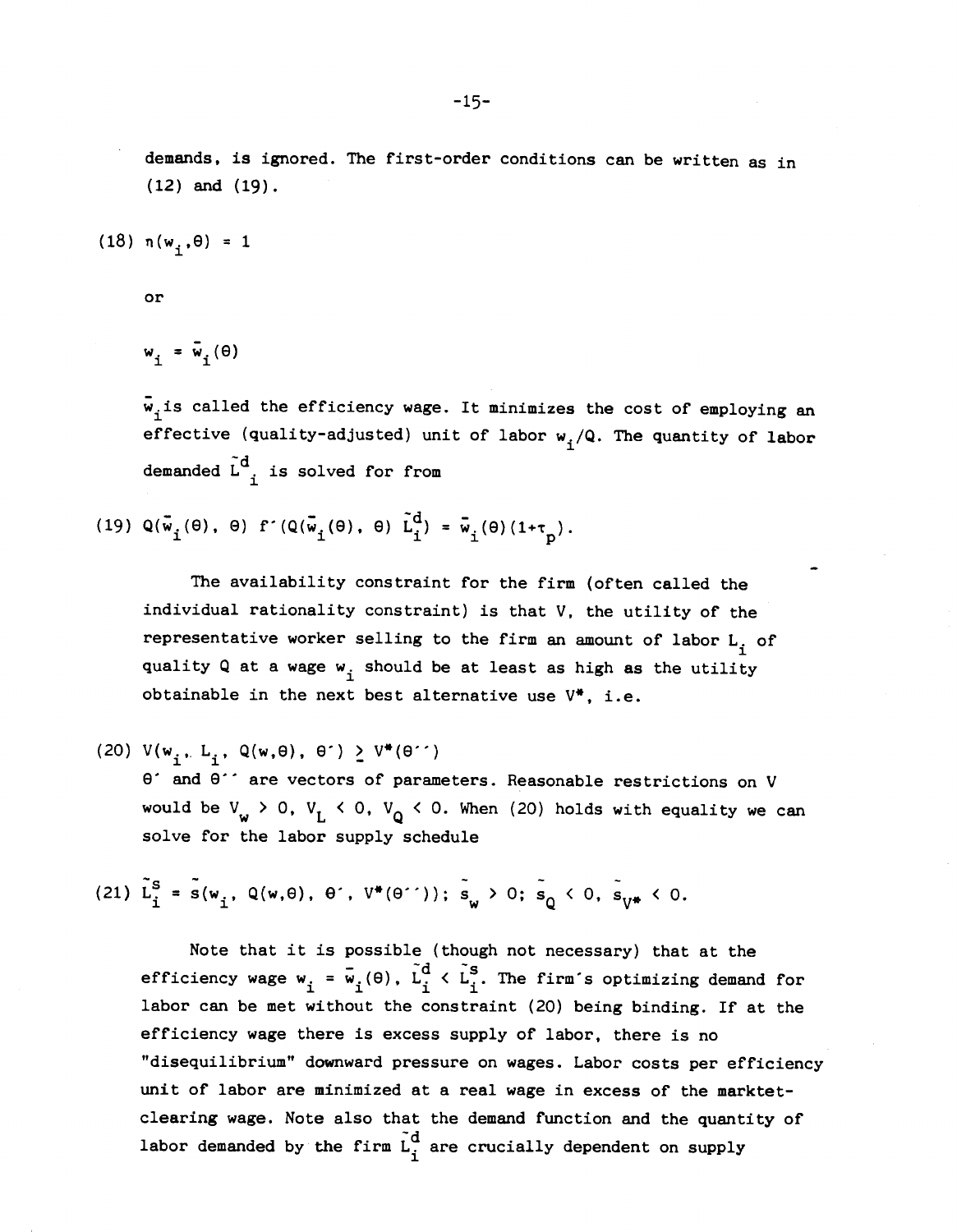demands, is ignored. The first-order conditions can be written as in (12) and (19).

$$(18)\quad \eta(w_i, \theta) = 1$$

or

$$w_i = \bar{w}_i(\theta)$$

$\bar{w}_i$ is called the efficiency wage. It minimizes the cost of employing an effective (quality-adjusted) unit of labor $w_i/Q$. The quantity of labor demanded $\tilde{L}^d_i$ is solved for from

$$(19)\quad Q(\bar{w}_i(\theta), \theta)\, f'(Q(\bar{w}_i(\theta), \theta)\, \tilde{L}^d_i) = \bar{w}_i(\theta)(1+\tau_p).$$

The availability constraint for the firm (often called the individual rationality constraint) is that V, the utility of the representative worker selling to the firm an amount of labor $L_i$ of quality Q at a wage $w_i$ should be at least as high as the utility obtainable in the next best alternative use $V^*$, i.e.

$$(20)\quad V(w_i, L_i, Q(w,\theta), \theta') \geq V^*(\theta'')$$

$\theta'$ and $\theta''$ are vectors of parameters. Reasonable restrictions on V would be $V_w > 0$, $V_L < 0$, $V_Q < 0$. When (20) holds with equality we can solve for the labor supply schedule

$$(21)\quad \tilde{L}^s_i = \tilde{s}(w_i, Q(w,\theta), \theta', V^*(\theta'')); \; \tilde{s}_w > 0; \; \tilde{s}_Q < 0, \; \tilde{s}_{V^*} < 0.$$

Note that it is possible (though not necessary) that at the efficiency wage $w_i = \bar{w}_i(\theta)$, $\tilde{L}^d_i < \tilde{L}^s_i$. The firm's optimizing demand for labor can be met without the constraint (20) being binding. If at the efficiency wage there is excess supply of labor, there is no "disequilibrium" downward pressure on wages. Labor costs per efficiency unit of labor are minimized at a real wage in excess of the marktet-clearing wage. Note also that the demand function and the quantity of labor demanded by the firm $\tilde{L}^d_i$ are crucially dependent on supply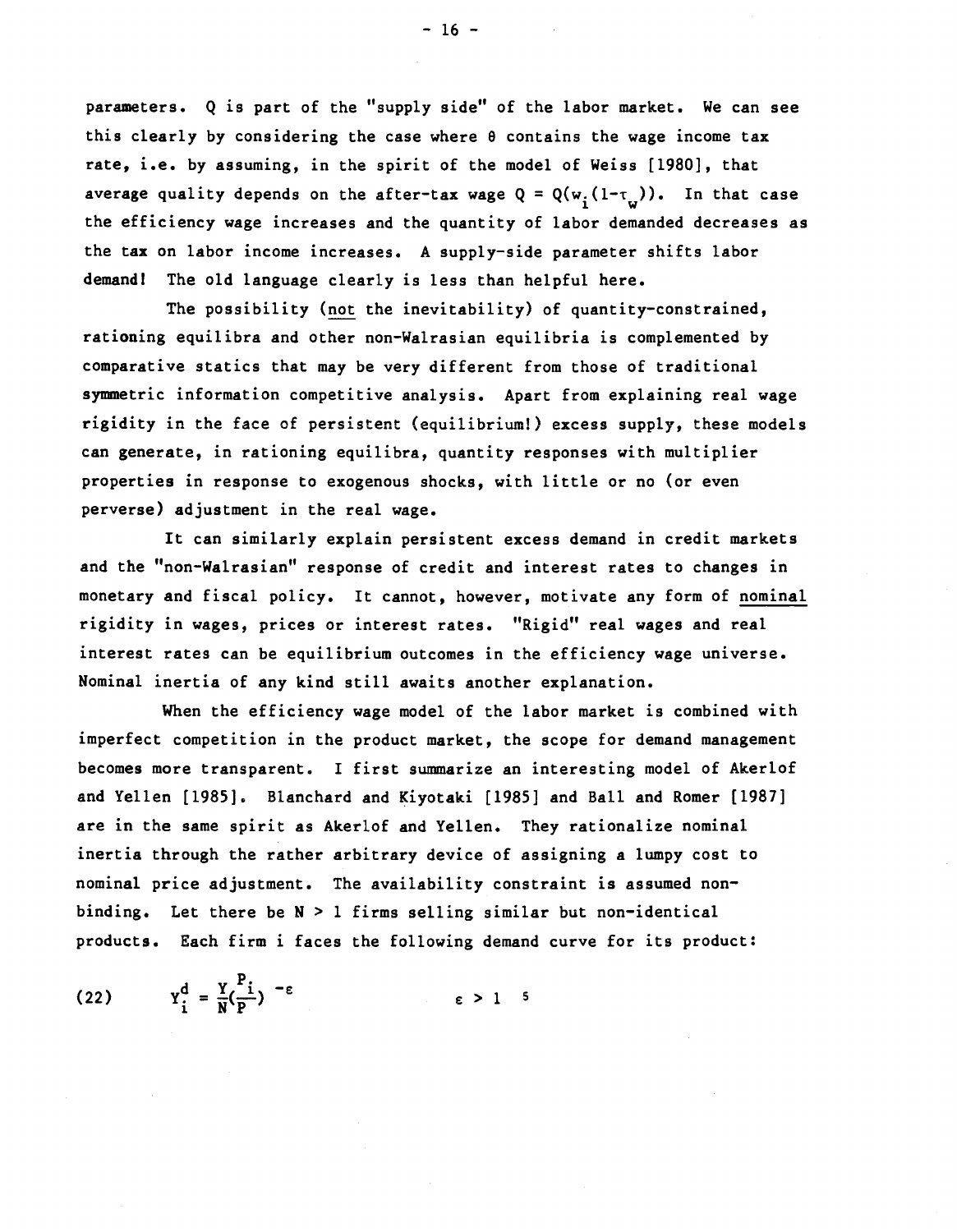parameters. Q is part of the "supply side" of the labor market. We can see this clearly by considering the case where $\theta$ contains the wage income tax rate, i.e. by assuming, in the spirit of the model of Weiss [1980], that average quality depends on the after-tax wage $Q = Q(w_i(1-\tau_w))$. In that case the efficiency wage increases and the quantity of labor demanded decreases as the tax on labor income increases. A supply-side parameter shifts labor demand! The old language clearly is less than helpful here.

The possibility (not the inevitability) of quantity-constrained, rationing equilibra and other non-Walrasian equilibria is complemented by comparative statics that may be very different from those of traditional symmetric information competitive analysis. Apart from explaining real wage rigidity in the face of persistent (equilibrium!) excess supply, these models can generate, in rationing equilibra, quantity responses with multiplier properties in response to exogenous shocks, with little or no (or even perverse) adjustment in the real wage.

It can similarly explain persistent excess demand in credit markets and the "non-Walrasian" response of credit and interest rates to changes in monetary and fiscal policy. It cannot, however, motivate any form of nominal rigidity in wages, prices or interest rates. "Rigid" real wages and real interest rates can be equilibrium outcomes in the efficiency wage universe. Nominal inertia of any kind still awaits another explanation.

When the efficiency wage model of the labor market is combined with imperfect competition in the product market, the scope for demand management becomes more transparent. I first summarize an interesting model of Akerlof and Yellen [1985]. Blanchard and Kiyotaki [1985] and Ball and Romer [1987] are in the same spirit as Akerlof and Yellen. They rationalize nominal inertia through the rather arbitrary device of assigning a lumpy cost to nominal price adjustment. The availability constraint is assumed non-binding. Let there be $N > 1$ firms selling similar but non-identical products. Each firm i faces the following demand curve for its product:

$$(22) \qquad Y_i^d = \frac{Y}{N}\left(\frac{P_i}{P}\right)^{-\varepsilon} \qquad\qquad \varepsilon > 1$$ [5]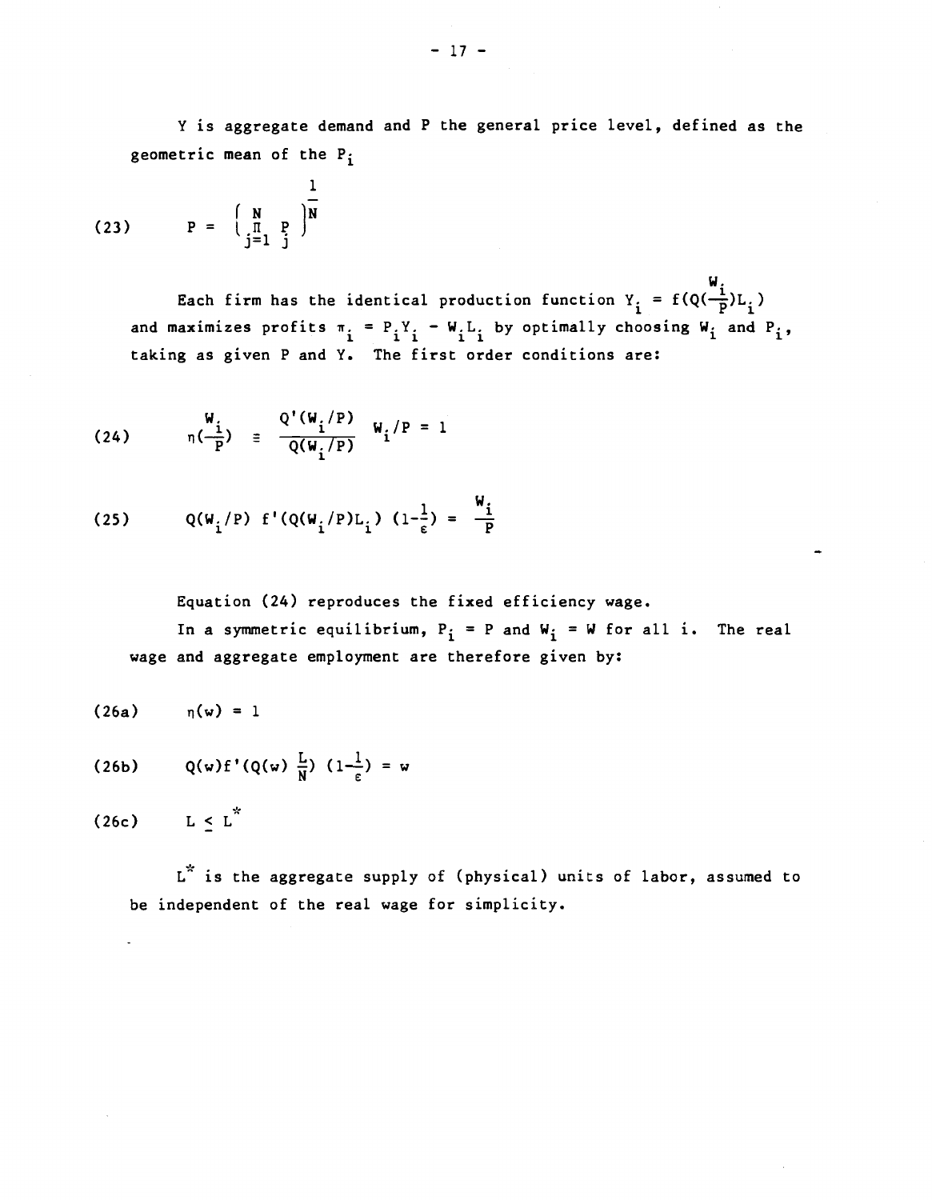Y is aggregate demand and P the general price level, defined as the geometric mean of the $P_i$

$$(23) \qquad P = \left( \prod_{j=1}^{N} P_j \right)^{\frac{1}{N}}$$

Each firm has the identical production function $Y_i = f(Q(\frac{W_i}{P})L_i)$ and maximizes profits $\pi_i = P_i Y_i - W_i L_i$ by optimally choosing $W_i$ and $P_i$, taking as given P and Y. The first order conditions are:

$$(24) \qquad \eta(\frac{W_i}{P}) \equiv \frac{Q'(W_i/P)}{Q(W_i/P)} W_i/P = 1$$

$$(25) \qquad Q(W_i/P)\, f'(Q(W_i/P)L_i)\, (1-\frac{1}{\varepsilon}) = \frac{W_i}{P}$$

Equation (24) reproduces the fixed efficiency wage.

In a symmetric equilibrium, $P_i = P$ and $W_i = W$ for all i. The real wage and aggregate employment are therefore given by:

$$(26a) \qquad \eta(w) = 1$$

$$(26b) \qquad Q(w) f'(Q(w)\, \frac{L}{N})\, (1-\frac{1}{\varepsilon}) = w$$

$$(26c) \qquad L \leq L^*$$

$L^*$ is the aggregate supply of (physical) units of labor, assumed to be independent of the real wage for simplicity.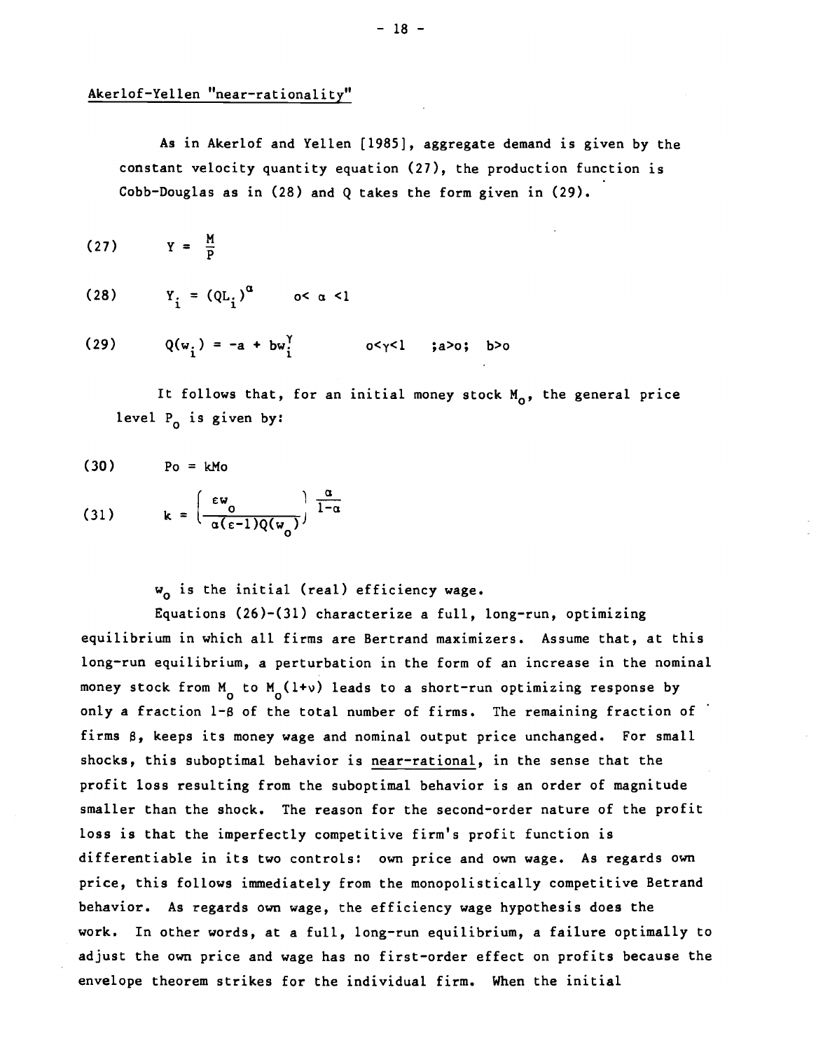Akerlof-Yellen "near-rationality"

As in Akerlof and Yellen [1985], aggregate demand is given by the constant velocity quantity equation (27), the production function is Cobb-Douglas as in (28) and Q takes the form given in (29).

$$(27) \qquad Y = \frac{M}{P}$$

$$(28) \qquad Y_i = (QL_i)^{\alpha} \qquad 0 < \alpha < 1$$

$$(29) \qquad Q(w_i) = -a + bw_i^{\gamma} \qquad 0<\gamma<1 \quad ; a>0; \quad b>0$$

It follows that, for an initial money stock $M_o$, the general price level $P_o$ is given by:

$$(30) \qquad Po = kMo$$

$$(31) \qquad k = \left(\frac{\varepsilon w_o}{\alpha(\varepsilon-1)Q(w_o)}\right)^{\frac{\alpha}{1-\alpha}}$$

$w_o$ is the initial (real) efficiency wage.

Equations (26)-(31) characterize a full, long-run, optimizing equilibrium in which all firms are Bertrand maximizers. Assume that, at this long-run equilibrium, a perturbation in the form of an increase in the nominal money stock from $M_o$ to $M_o(1+\nu)$ leads to a short-run optimizing response by only a fraction $1-\beta$ of the total number of firms. The remaining fraction of firms $\beta$, keeps its money wage and nominal output price unchanged. For small shocks, this suboptimal behavior is <u>near-rational</u>, in the sense that the profit loss resulting from the suboptimal behavior is an order of magnitude smaller than the shock. The reason for the second-order nature of the profit loss is that the imperfectly competitive firm's profit function is differentiable in its two controls: own price and own wage. As regards own price, this follows immediately from the monopolistically competitive Betrand behavior. As regards own wage, the efficiency wage hypothesis does the work. In other words, at a full, long-run equilibrium, a failure optimally to adjust the own price and wage has no first-order effect on profits because the envelope theorem strikes for the individual firm. When the initial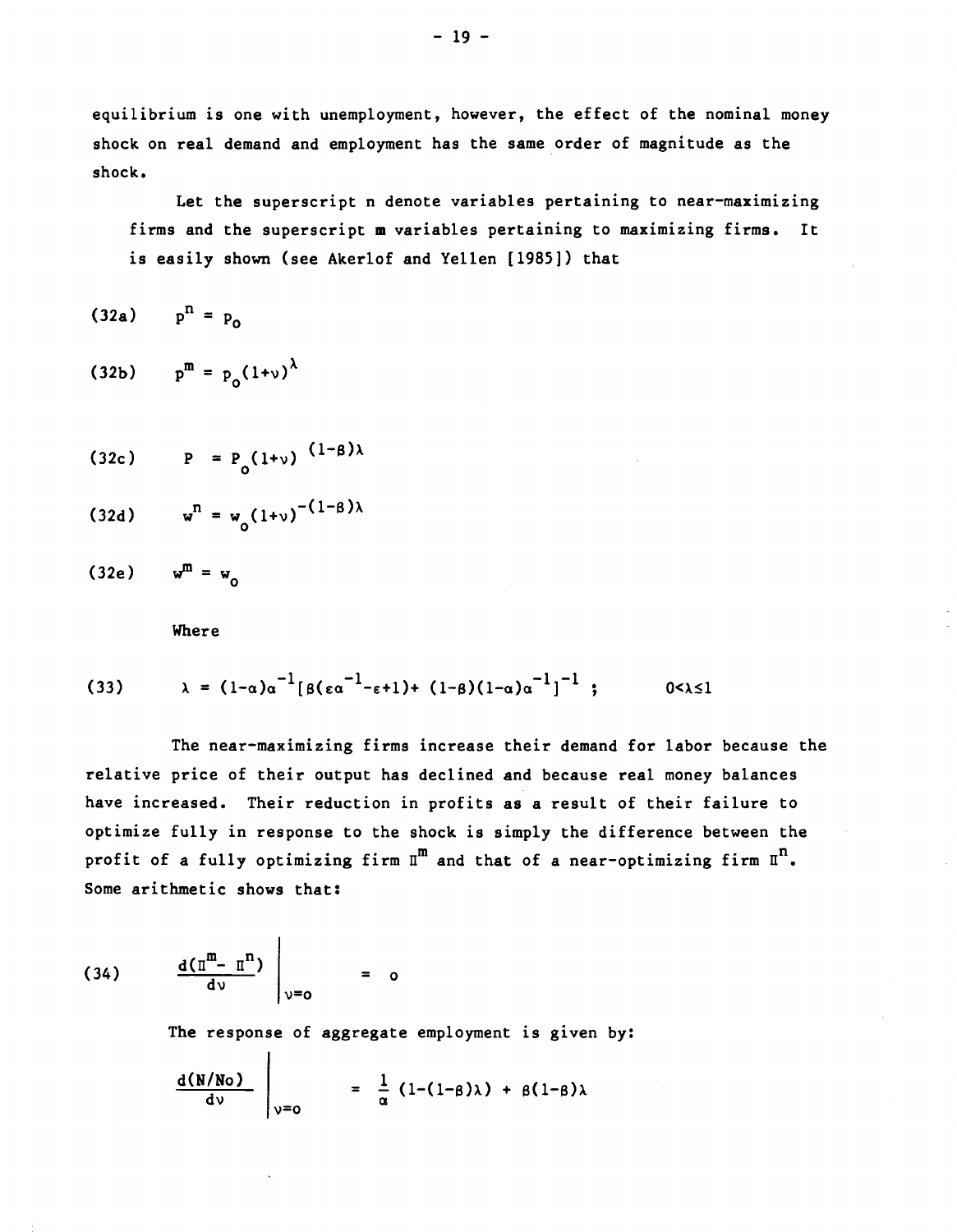equilibrium is one with unemployment, however, the effect of the nominal money shock on real demand and employment has the same order of magnitude as the shock.

Let the superscript n denote variables pertaining to near-maximizing firms and the superscript m variables pertaining to maximizing firms. It is easily shown (see Akerlof and Yellen [1985]) that

$$p^n = p_o \tag{32a}$$

$$p^m = p_o(1+\nu)^{\lambda} \tag{32b}$$

$$P = P_o(1+\nu)^{(1-\beta)\lambda} \tag{32c}$$

$$w^n = w_o(1+\nu)^{-(1-\beta)\lambda} \tag{32d}$$

$$w^m = w_o \tag{32e}$$

Where

$$\lambda = (1-\alpha)\alpha^{-1}[\beta(\varepsilon\alpha^{-1}-\varepsilon+1)+(1-\beta)(1-\alpha)\alpha^{-1}]^{-1} \; ; \qquad 0<\lambda\leq 1 \tag{33}$$

The near-maximizing firms increase their demand for labor because the relative price of their output has declined and because real money balances have increased. Their reduction in profits as a result of their failure to optimize fully in response to the shock is simply the difference between the profit of a fully optimizing firm $\Pi^m$ and that of a near-optimizing firm $\Pi^n$. Some arithmetic shows that:

$$\left.\frac{d(\Pi^m - \Pi^n)}{d\nu}\right|_{\nu=o} = o \tag{34}$$

The response of aggregate employment is given by:

$$\left.\frac{d(N/No)}{d\nu}\right|_{\nu=o} = \frac{1}{\alpha}(1-(1-\beta)\lambda) + \beta(1-\beta)\lambda$$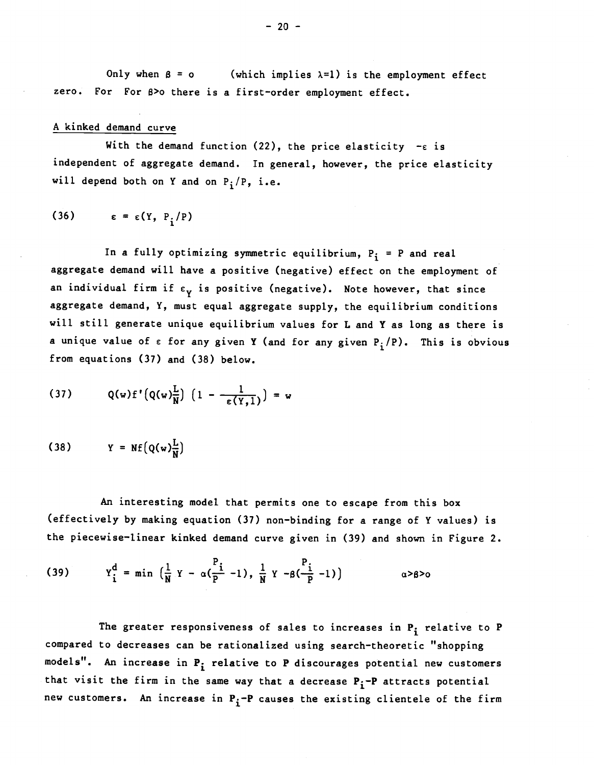Only when $\beta = o$ (which implies $\lambda=1$) is the employment effect zero. For For $\beta>o$ there is a first-order employment effect.

## A kinked demand curve

With the demand function (22), the price elasticity $-\varepsilon$ is independent of aggregate demand. In general, however, the price elasticity will depend both on Y and on $P_i/P$, i.e.

$$(36) \qquad \varepsilon = \varepsilon(Y, P_i/P)$$

In a fully optimizing symmetric equilibrium, $P_i = P$ and real aggregate demand will have a positive (negative) effect on the employment of an individual firm if $\varepsilon_Y$ is positive (negative). Note however, that since aggregate demand, Y, must equal aggregate supply, the equilibrium conditions will still generate unique equilibrium values for L and Y as long as there is a unique value of $\varepsilon$ for any given Y (and for any given $P_i/P$). This is obvious from equations (37) and (38) below.

$$(37) \qquad Q(w)f'\left(Q(w)\frac{L}{N}\right)\left(1 - \frac{1}{\varepsilon(Y,1)}\right) = w$$

$$(38) \qquad Y = Nf\left(Q(w)\frac{L}{N}\right)$$

An interesting model that permits one to escape from this box (effectively by making equation (37) non-binding for a range of Y values) is the piecewise-linear kinked demand curve given in (39) and shown in Figure 2.

$$(39) \qquad Y_i^d = \min\left(\frac{1}{N}Y - \alpha\left(\frac{P_i}{P} - 1\right), \frac{1}{N}Y - \beta\left(\frac{P_i}{P} - 1\right)\right) \qquad \alpha>\beta>o$$

The greater responsiveness of sales to increases in $P_i$ relative to P compared to decreases can be rationalized using search-theoretic "shopping models". An increase in $P_i$ relative to P discourages potential new customers that visit the firm in the same way that a decrease $P_i$-P attracts potential new customers. An increase in $P_i$-P causes the existing clientele of the firm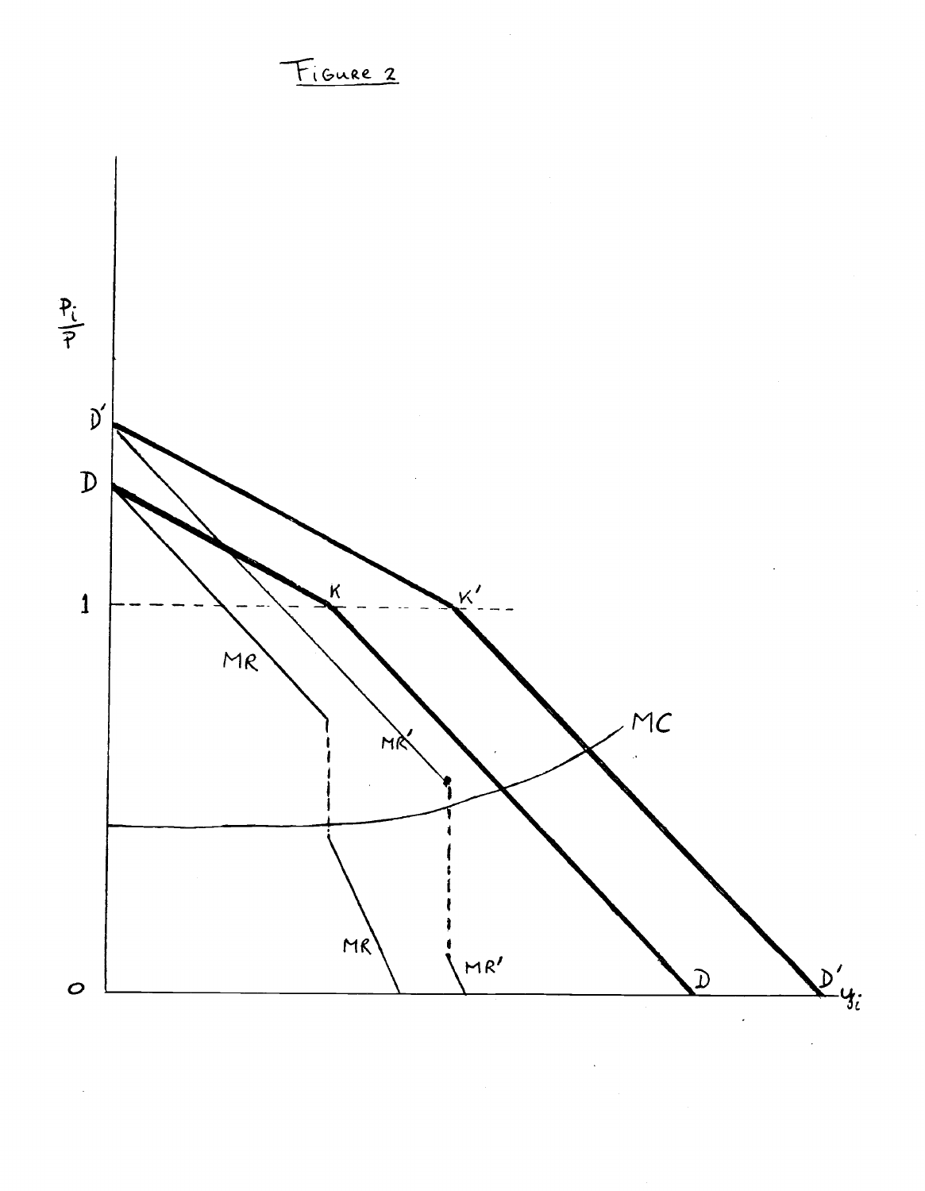Figure 2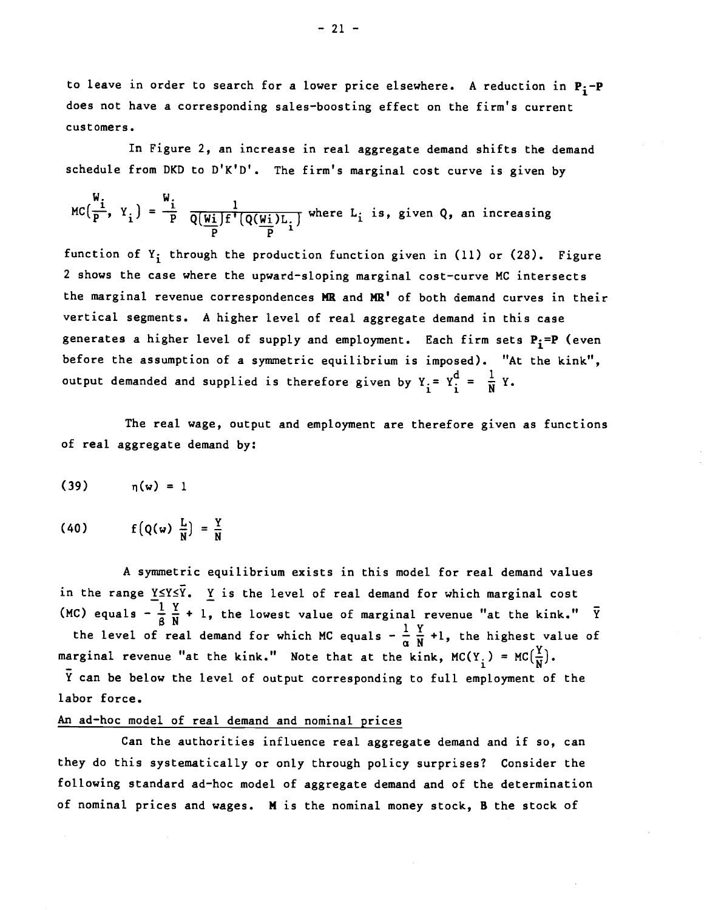to leave in order to search for a lower price elsewhere. A reduction in $P_i - P$ does not have a corresponding sales-boosting effect on the firm's current customers.

In Figure 2, an increase in real aggregate demand shifts the demand schedule from DKD to D'K'D'. The firm's marginal cost curve is given by

$MC(\frac{W_i}{P}, Y_i) = \frac{W_i}{P} \frac{1}{Q(\frac{W_i}{P})f'(Q(\frac{W_i}{P})L_i)}$ where $L_i$ is, given Q, an increasing function of $Y_i$ through the production function given in (11) or (28). Figure 2 shows the case where the upward-sloping marginal cost-curve MC intersects the marginal revenue correspondences **MR** and **MR'** of both demand curves in their vertical segments. A higher level of real aggregate demand in this case generates a higher level of supply and employment. Each firm sets $P_i = P$ (even before the assumption of a symmetric equilibrium is imposed). "At the kink", output demanded and supplied is therefore given by $Y_i = Y_i^d = \frac{1}{N} Y$.

The real wage, output and employment are therefore given as functions of real aggregate demand by:

$$(39) \qquad \eta(w) = 1$$

$$(40) \qquad f\left(Q(w) \frac{L}{N}\right) = \frac{Y}{N}$$

A symmetric equilibrium exists in this model for real demand values in the range $\underline{Y} \leq Y \leq \bar{Y}$. $\underline{Y}$ is the level of real demand for which marginal cost (MC) equals $-\frac{1}{\beta}\frac{Y}{N} + 1$, the lowest value of marginal revenue "at the kink." $\bar{Y}$ the level of real demand for which MC equals $-\frac{1}{\alpha}\frac{Y}{N} + 1$, the highest value of marginal revenue "at the kink." Note that at the kink, $MC(Y_i) = MC(\frac{Y}{N})$. $\bar{Y}$ can be below the level of output corresponding to full employment of the labor force.

<u>An ad-hoc model of real demand and nominal prices</u>

Can the authorities influence real aggregate demand and if so, can they do this systematically or only through policy surprises? Consider the following standard ad-hoc model of aggregate demand and of the determination of nominal prices and wages. **M** is the nominal money stock, **B** the stock of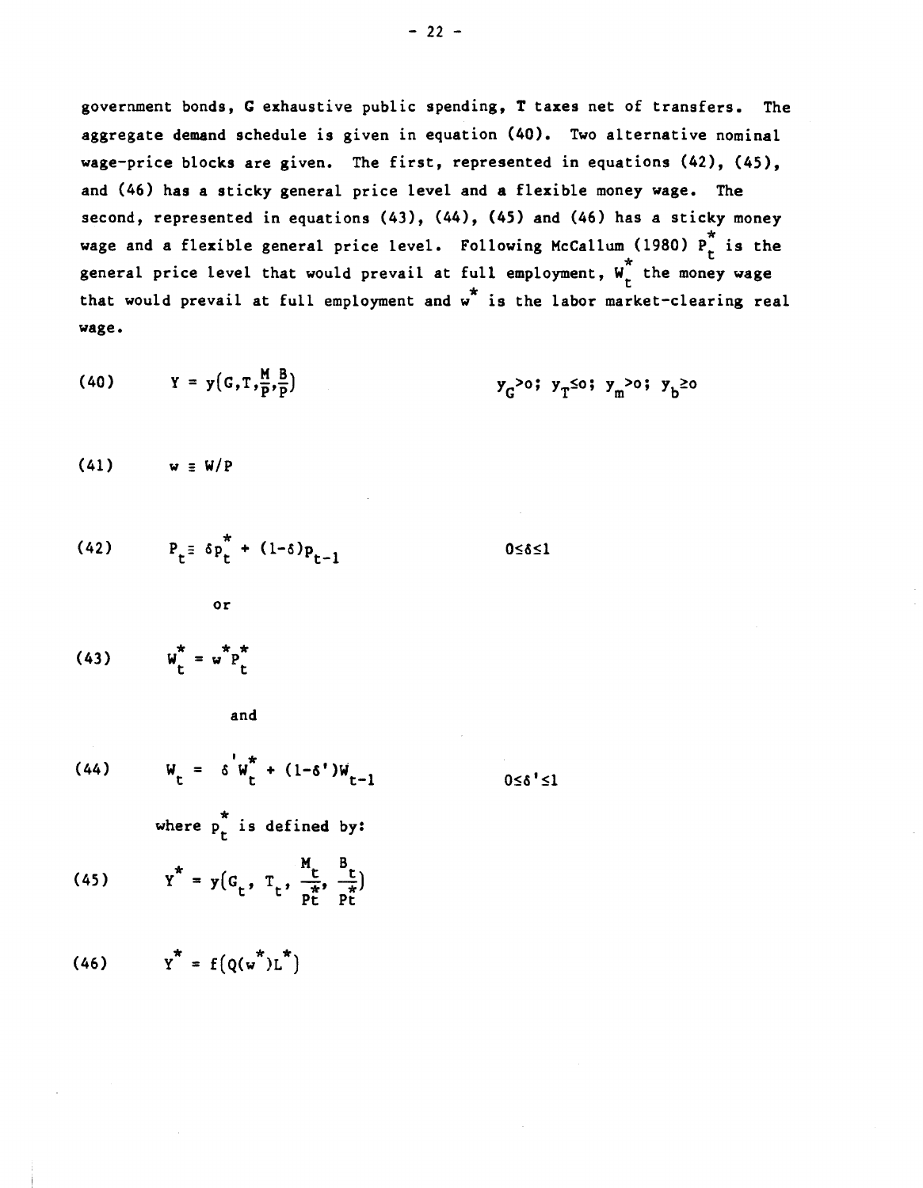government bonds, G exhaustive public spending, T taxes net of transfers. The aggregate demand schedule is given in equation (40). Two alternative nominal wage-price blocks are given. The first, represented in equations (42), (45), and (46) has a sticky general price level and a flexible money wage. The second, represented in equations (43), (44), (45) and (46) has a sticky money wage and a flexible general price level. Following McCallum (1980) $P_t^*$ is the general price level that would prevail at full employment, $W_t^*$ the money wage that would prevail at full employment and $w^*$ is the labor market-clearing real wage.

$$(40) \qquad Y = y\left(G, T, \frac{M}{P}, \frac{B}{P}\right) \qquad\qquad y_G > 0;\ y_T \leq 0;\ y_m > 0;\ y_b \geq 0$$

$$(41) \qquad w \equiv W/P$$

$$(42) \qquad P_t \equiv \delta p_t^* + (1-\delta)p_{t-1} \qquad\qquad 0 \leq \delta \leq 1$$

or

$$(43) \qquad W_t^* = w^* P_t^*$$

and

$$(44) \qquad W_t = \delta' W_t^* + (1-\delta')W_{t-1} \qquad\qquad 0 \leq \delta' \leq 1$$

where $p_t^*$ is defined by:

$$(45) \qquad Y^* = y\left(G_t,\ T_t,\ \frac{M_t}{P_t^*},\ \frac{B_t}{P_t^*}\right)$$

$$(46) \qquad Y^* = f\left(Q(w^*)L^*\right)$$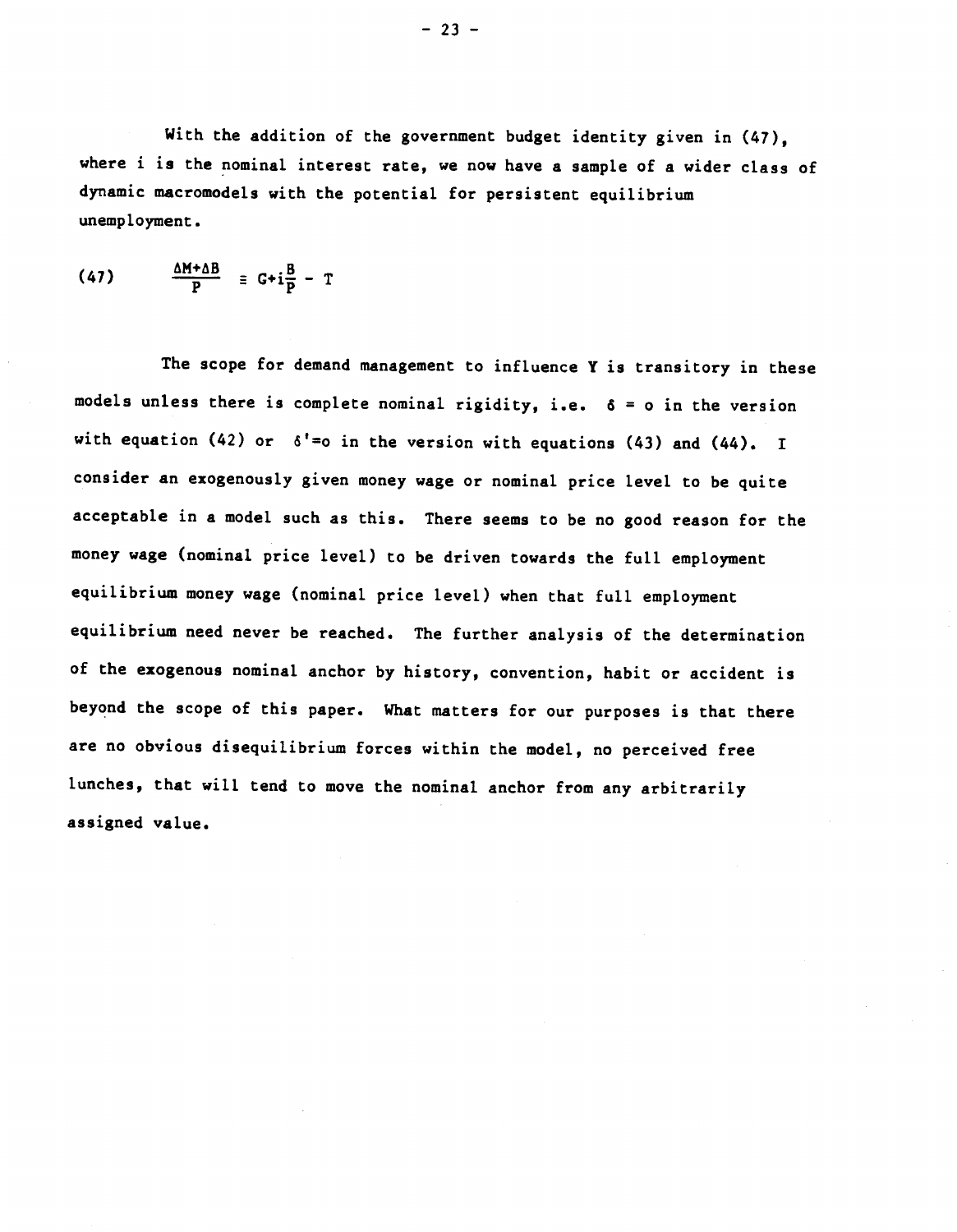With the addition of the government budget identity given in (47), where i is the nominal interest rate, we now have a sample of a wider class of dynamic macromodels with the potential for persistent equilibrium unemployment.

$$\frac{\Delta M+\Delta B}{P} \equiv G+i\frac{B}{P} - T \tag{47}$$

The scope for demand management to influence Y is transitory in these models unless there is complete nominal rigidity, i.e. $\delta = o$ in the version with equation (42) or $\delta'=o$ in the version with equations (43) and (44). I consider an exogenously given money wage or nominal price level to be quite acceptable in a model such as this. There seems to be no good reason for the money wage (nominal price level) to be driven towards the full employment equilibrium money wage (nominal price level) when that full employment equilibrium need never be reached. The further analysis of the determination of the exogenous nominal anchor by history, convention, habit or accident is beyond the scope of this paper. What matters for our purposes is that there are no obvious disequilibrium forces within the model, no perceived free lunches, that will tend to move the nominal anchor from any arbitrarily assigned value.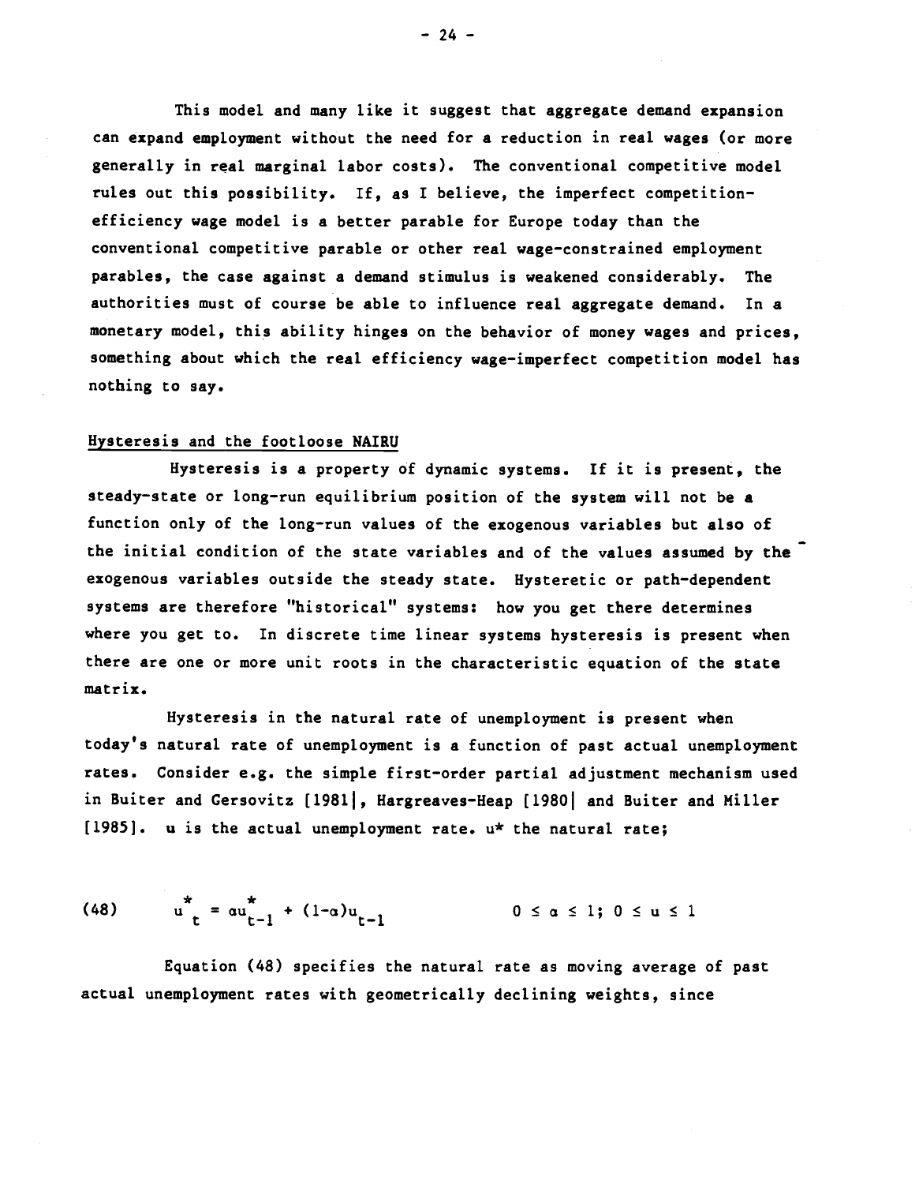This model and many like it suggest that aggregate demand expansion can expand employment without the need for a reduction in real wages (or more generally in real marginal labor costs). The conventional competitive model rules out this possibility. If, as I believe, the imperfect competition-efficiency wage model is a better parable for Europe today than the conventional competitive parable or other real wage-constrained employment parables, the case against a demand stimulus is weakened considerably. The authorities must of course be able to influence real aggregate demand. In a monetary model, this ability hinges on the behavior of money wages and prices, something about which the real efficiency wage-imperfect competition model has nothing to say.

## Hysteresis and the footloose NAIRU

Hysteresis is a property of dynamic systems. If it is present, the steady-state or long-run equilibrium position of the system will not be a function only of the long-run values of the exogenous variables but also of the initial condition of the state variables and of the values assumed by the exogenous variables outside the steady state. Hysteretic or path-dependent systems are therefore "historical" systems: how you get there determines where you get to. In discrete time linear systems hysteresis is present when there are one or more unit roots in the characteristic equation of the state matrix.

Hysteresis in the natural rate of unemployment is present when today's natural rate of unemployment is a function of past actual unemployment rates. Consider e.g. the simple first-order partial adjustment mechanism used in Buiter and Gersovitz [1981], Hargreaves-Heap [1980] and Buiter and Miller [1985]. u is the actual unemployment rate. u* the natural rate;

$$u^*_t = \alpha u^*_{t-1} + (1-\alpha)u_{t-1} \qquad 0 \le \alpha \le 1;\ 0 \le u \le 1 \tag{48}$$

Equation (48) specifies the natural rate as moving average of past actual unemployment rates with geometrically declining weights, since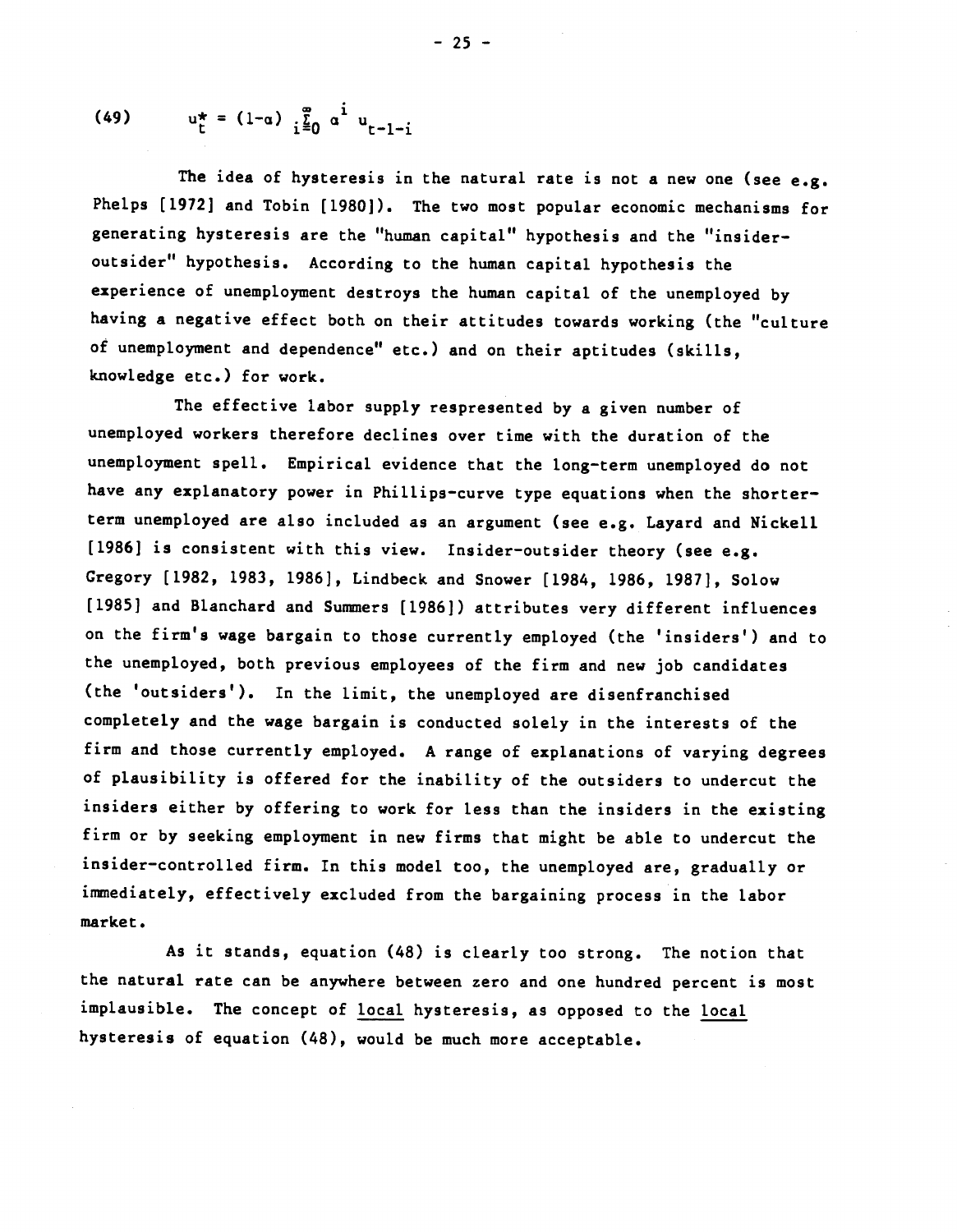$$u^*_t = (1-\alpha) \sum_{i=0}^{\infty} \alpha^i u_{t-1-i} \tag{49}$$

The idea of hysteresis in the natural rate is not a new one (see e.g. Phelps [1972] and Tobin [1980]). The two most popular economic mechanisms for generating hysteresis are the "human capital" hypothesis and the "insider-outsider" hypothesis. According to the human capital hypothesis the experience of unemployment destroys the human capital of the unemployed by having a negative effect both on their attitudes towards working (the "culture of unemployment and dependence" etc.) and on their aptitudes (skills, knowledge etc.) for work.

The effective labor supply respresented by a given number of unemployed workers therefore declines over time with the duration of the unemployment spell. Empirical evidence that the long-term unemployed do not have any explanatory power in Phillips-curve type equations when the shorter-term unemployed are also included as an argument (see e.g. Layard and Nickell [1986] is consistent with this view. Insider-outsider theory (see e.g. Gregory [1982, 1983, 1986], Lindbeck and Snower [1984, 1986, 1987], Solow [1985] and Blanchard and Summers [1986]) attributes very different influences on the firm's wage bargain to those currently employed (the 'insiders') and to the unemployed, both previous employees of the firm and new job candidates (the 'outsiders'). In the limit, the unemployed are disenfranchised completely and the wage bargain is conducted solely in the interests of the firm and those currently employed. A range of explanations of varying degrees of plausibility is offered for the inability of the outsiders to undercut the insiders either by offering to work for less than the insiders in the existing firm or by seeking employment in new firms that might be able to undercut the insider-controlled firm. In this model too, the unemployed are, gradually or immediately, effectively excluded from the bargaining process in the labor market.

As it stands, equation (48) is clearly too strong. The notion that the natural rate can be anywhere between zero and one hundred percent is most implausible. The concept of <u>local</u> hysteresis, as opposed to the <u>local</u> hysteresis of equation (48), would be much more acceptable.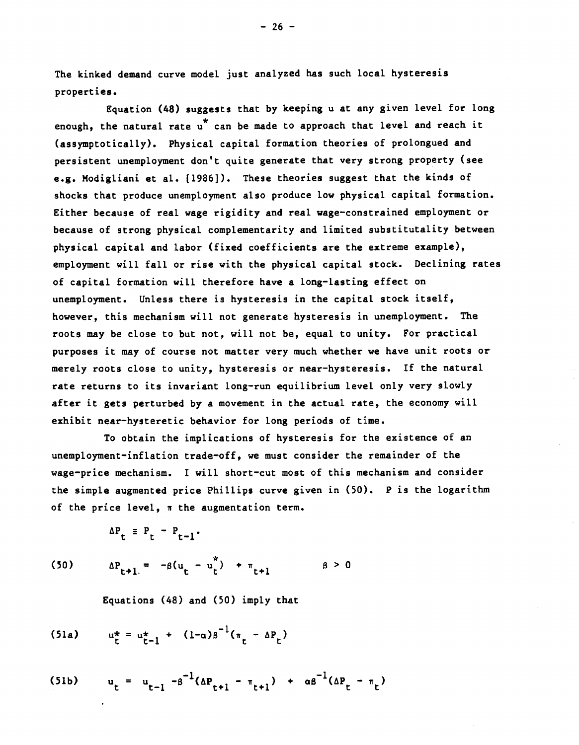The kinked demand curve model just analyzed has such local hysteresis properties.

Equation (48) suggests that by keeping u at any given level for long enough, the natural rate $u^*$ can be made to approach that level and reach it (assymptotically). Physical capital formation theories of prolongued and persistent unemployment don't quite generate that very strong property (see e.g. Modigliani et al. [1986]). These theories suggest that the kinds of shocks that produce unemployment also produce low physical capital formation. Either because of real wage rigidity and real wage-constrained employment or because of strong physical complementarity and limited substitutality between physical capital and labor (fixed coefficients are the extreme example), employment will fall or rise with the physical capital stock. Declining rates of capital formation will therefore have a long-lasting effect on unemployment. Unless there is hysteresis in the capital stock itself, however, this mechanism will not generate hysteresis in unemployment. The roots may be close to but not, will not be, equal to unity. For practical purposes it may of course not matter very much whether we have unit roots or merely roots close to unity, hysteresis or near-hysteresis. If the natural rate returns to its invariant long-run equilibrium level only very slowly after it gets perturbed by a movement in the actual rate, the economy will exhibit near-hysteretic behavior for long periods of time.

To obtain the implications of hysteresis for the existence of an unemployment-inflation trade-off, we must consider the remainder of the wage-price mechanism. I will short-cut most of this mechanism and consider the simple augmented price Phillips curve given in (50). P is the logarithm of the price level, $\pi$ the augmentation term.

$$\Delta P_t \equiv P_t - P_{t-1}.$$

$$(50) \qquad \Delta P_{t+1} = -\beta(u_t - u_t^*) + \pi_{t+1} \qquad \beta > 0$$

Equations (48) and (50) imply that

$$(51a) \qquad u_t^* = u_{t-1}^* + (1-\alpha)\beta^{-1}(\pi_t - \Delta P_t)$$

$$(51b) \qquad u_t = u_{t-1} - \beta^{-1}(\Delta P_{t+1} - \pi_{t+1}) + \alpha\beta^{-1}(\Delta P_t - \pi_t)$$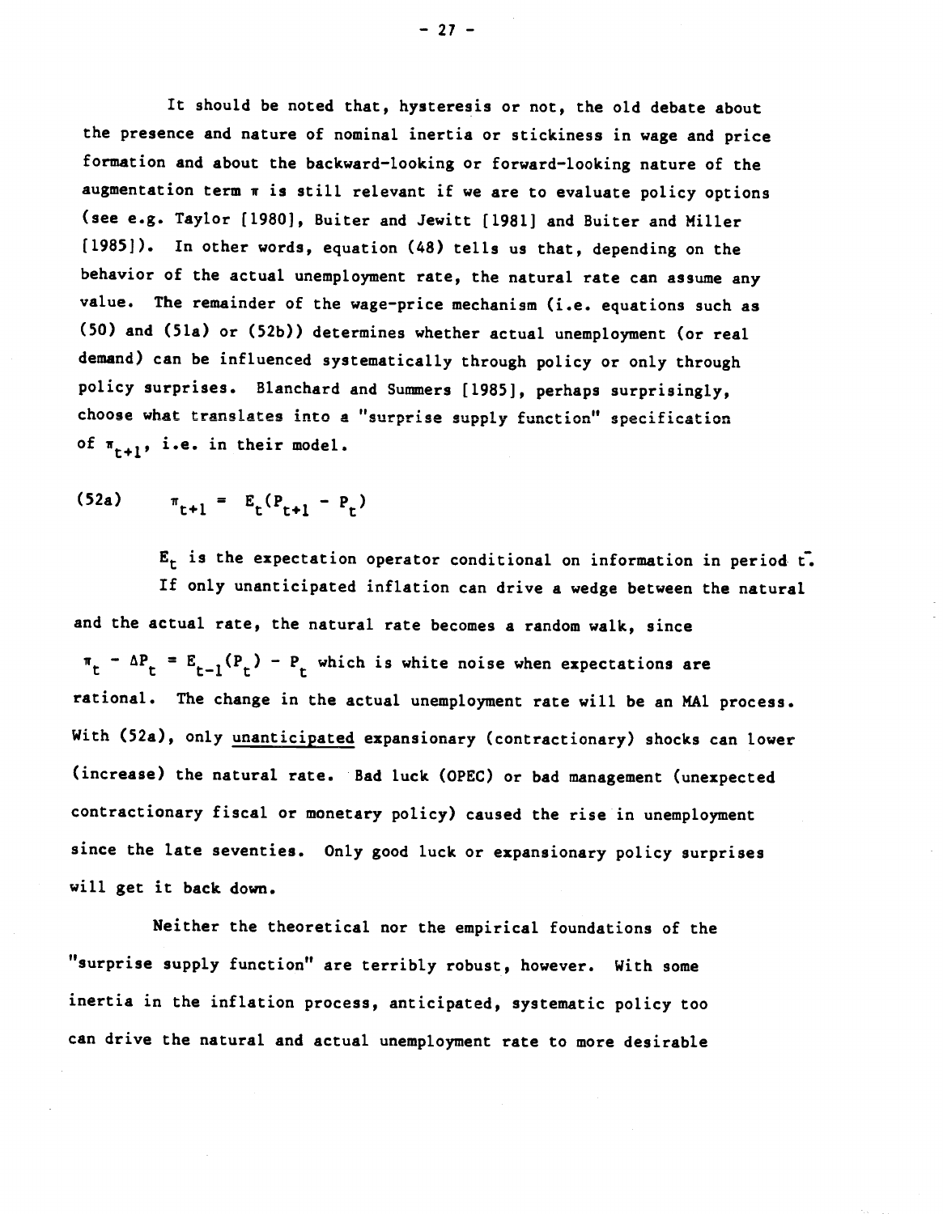It should be noted that, hysteresis or not, the old debate about the presence and nature of nominal inertia or stickiness in wage and price formation and about the backward-looking or forward-looking nature of the augmentation term $\pi$ is still relevant if we are to evaluate policy options (see e.g. Taylor [1980], Buiter and Jewitt [1981] and Buiter and Miller [1985]). In other words, equation (48) tells us that, depending on the behavior of the actual unemployment rate, the natural rate can assume any value. The remainder of the wage-price mechanism (i.e. equations such as (50) and (51a) or (52b)) determines whether actual unemployment (or real demand) can be influenced systematically through policy or only through policy surprises. Blanchard and Summers [1985], perhaps surprisingly, choose what translates into a "surprise supply function" specification of $\pi_{t+1}$, i.e. in their model.

$$\pi_{t+1} = E_t(P_{t+1} - P_t) \tag{52a}$$

$E_t$ is the expectation operator conditional on information in period t.

If only unanticipated inflation can drive a wedge between the natural and the actual rate, the natural rate becomes a random walk, since $\pi_t - \Delta P_t = E_{t-1}(P_t) - P_t$ which is white noise when expectations are rational. The change in the actual unemployment rate will be an MA1 process. With (52a), only <u>unanticipated</u> expansionary (contractionary) shocks can lower (increase) the natural rate. Bad luck (OPEC) or bad management (unexpected contractionary fiscal or monetary policy) caused the rise in unemployment since the late seventies. Only good luck or expansionary policy surprises will get it back down.

Neither the theoretical nor the empirical foundations of the "surprise supply function" are terribly robust, however. With some inertia in the inflation process, anticipated, systematic policy too can drive the natural and actual unemployment rate to more desirable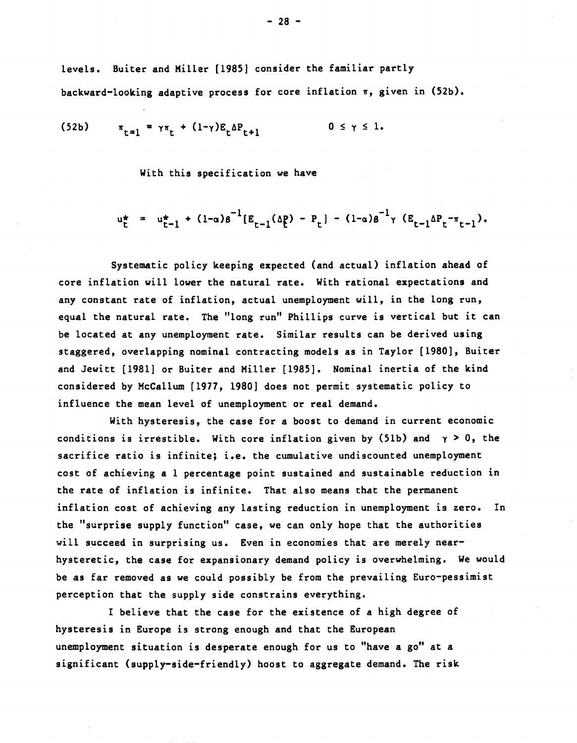levels. Buiter and Miller [1985] consider the familiar partly backward-looking adaptive process for core inflation $\pi$, given in (52b).

$$\text{(52b)} \qquad \pi_{t=1} = \gamma\pi_t + (1-\gamma)E_t\Delta P_{t+1} \qquad\qquad 0 \leq \gamma \leq 1.$$

With this specification we have

$$u_t^* = u_{t-1}^* + (1-\alpha)\beta^{-1}[E_{t-1}(\Delta p_t) - P_t] - (1-\alpha)\beta^{-1}\gamma\,(E_{t-1}\Delta P_t - \pi_{t-1}).$$

Systematic policy keeping expected (and actual) inflation ahead of core inflation will lower the natural rate. With rational expectations and any constant rate of inflation, actual unemployment will, in the long run, equal the natural rate. The "long run" Phillips curve is vertical but it can be located at any unemployment rate. Similar results can be derived using staggered, overlapping nominal contracting models as in Taylor [1980], Buiter and Jewitt [1981] or Buiter and Miller [1985]. Nominal inertia of the kind considered by McCallum [1977, 1980] does not permit systematic policy to influence the mean level of unemployment or real demand.

With hysteresis, the case for a boost to demand in current economic conditions is irrestible. With core inflation given by (51b) and $\gamma > 0$, the sacrifice ratio is infinite; i.e. the cumulative undiscounted unemployment cost of achieving a 1 percentage point sustained and sustainable reduction in the rate of inflation is infinite. That also means that the permanent inflation cost of achieving any lasting reduction in unemployment is zero. In the "surprise supply function" case, we can only hope that the authorities will succeed in surprising us. Even in economies that are merely near-hysteretic, the case for expansionary demand policy is overwhelming. We would be as far removed as we could possibly be from the prevailing Euro-pessimist perception that the supply side constrains everything.

I believe that the case for the existence of a high degree of hysteresis in Europe is strong enough and that the European unemployment situation is desperate enough for us to "have a go" at a significant (supply-side-friendly) hoost to aggregate demand. The risk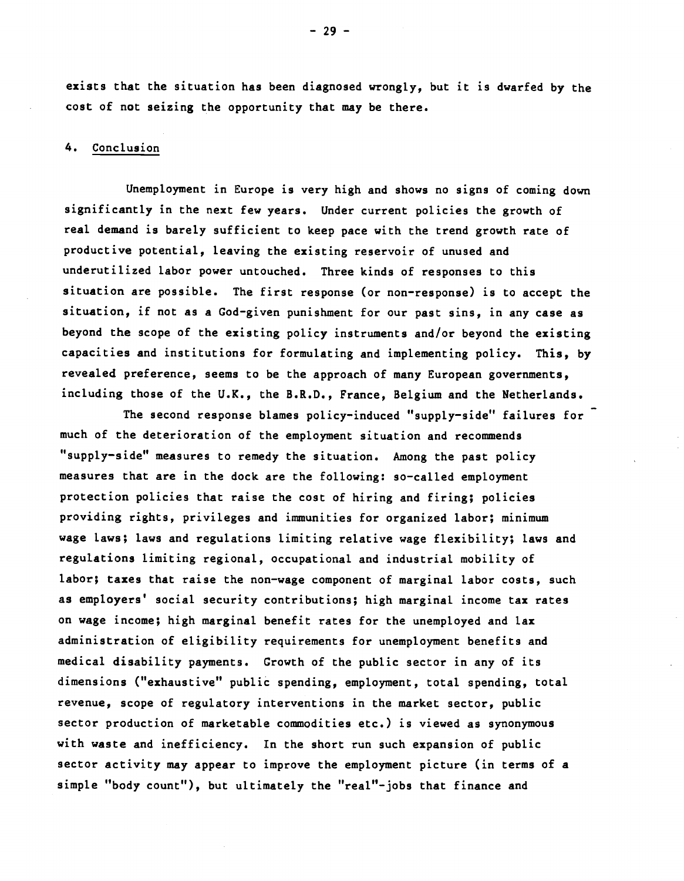exists that the situation has been diagnosed wrongly, but it is dwarfed by the cost of not seizing the opportunity that may be there.

## 4. Conclusion

Unemployment in Europe is very high and shows no signs of coming down significantly in the next few years. Under current policies the growth of real demand is barely sufficient to keep pace with the trend growth rate of productive potential, leaving the existing reservoir of unused and underutilized labor power untouched. Three kinds of responses to this situation are possible. The first response (or non-response) is to accept the situation, if not as a God-given punishment for our past sins, in any case as beyond the scope of the existing policy instruments and/or beyond the existing capacities and institutions for formulating and implementing policy. This, by revealed preference, seems to be the approach of many European governments, including those of the U.K., the B.R.D., France, Belgium and the Netherlands.

The second response blames policy-induced "supply-side" failures for much of the deterioration of the employment situation and recommends "supply-side" measures to remedy the situation. Among the past policy measures that are in the dock are the following: so-called employment protection policies that raise the cost of hiring and firing; policies providing rights, privileges and immunities for organized labor; minimum wage laws; laws and regulations limiting relative wage flexibility; laws and regulations limiting regional, occupational and industrial mobility of labor; taxes that raise the non-wage component of marginal labor costs, such as employers' social security contributions; high marginal income tax rates on wage income; high marginal benefit rates for the unemployed and lax administration of eligibility requirements for unemployment benefits and medical disability payments. Growth of the public sector in any of its dimensions ("exhaustive" public spending, employment, total spending, total revenue, scope of regulatory interventions in the market sector, public sector production of marketable commodities etc.) is viewed as synonymous with waste and inefficiency. In the short run such expansion of public sector activity may appear to improve the employment picture (in terms of a simple "body count"), but ultimately the "real"-jobs that finance and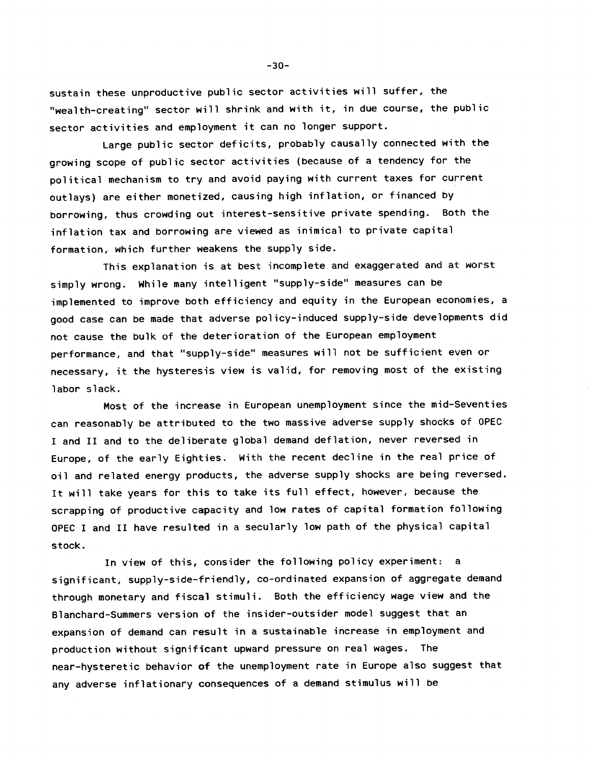sustain these unproductive public sector activities will suffer, the "wealth-creating" sector will shrink and with it, in due course, the public sector activities and employment it can no longer support.

Large public sector deficits, probably causally connected with the growing scope of public sector activities (because of a tendency for the political mechanism to try and avoid paying with current taxes for current outlays) are either monetized, causing high inflation, or financed by borrowing, thus crowding out interest-sensitive private spending. Both the inflation tax and borrowing are viewed as inimical to private capital formation, which further weakens the supply side.

This explanation is at best incomplete and exaggerated and at worst simply wrong. While many intelligent "supply-side" measures can be implemented to improve both efficiency and equity in the European economies, a good case can be made that adverse policy-induced supply-side developments did not cause the bulk of the deterioration of the European employment performance, and that "supply-side" measures will not be sufficient even or necessary, it the hysteresis view is valid, for removing most of the existing labor slack.

Most of the increase in European unemployment since the mid-Seventies can reasonably be attributed to the two massive adverse supply shocks of OPEC I and II and to the deliberate global demand deflation, never reversed in Europe, of the early Eighties. With the recent decline in the real price of oil and related energy products, the adverse supply shocks are being reversed. It will take years for this to take its full effect, however, because the scrapping of productive capacity and low rates of capital formation following OPEC I and II have resulted in a secularly low path of the physical capital stock.

In view of this, consider the following policy experiment: a significant, supply-side-friendly, co-ordinated expansion of aggregate demand through monetary and fiscal stimuli. Both the efficiency wage view and the Blanchard-Summers version of the insider-outsider model suggest that an expansion of demand can result in a sustainable increase in employment and production without significant upward pressure on real wages. The near-hysteretic behavior of the unemployment rate in Europe also suggest that any adverse inflationary consequences of a demand stimulus will be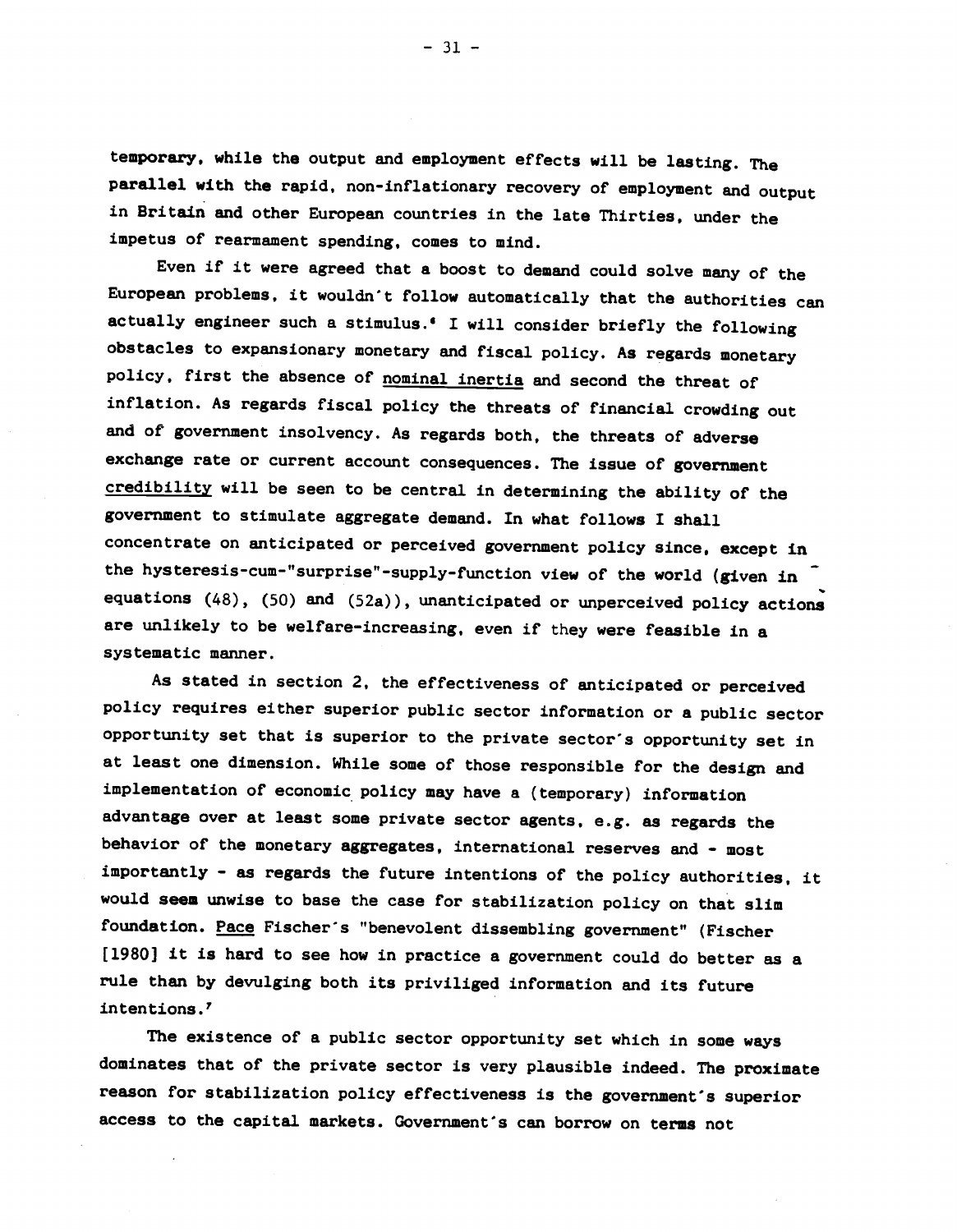temporary, while the output and employment effects will be lasting. The parallel with the rapid, non-inflationary recovery of employment and output in Britain and other European countries in the late Thirties, under the impetus of rearmament spending, comes to mind.

Even if it were agreed that a boost to demand could solve many of the European problems, it wouldn't follow automatically that the authorities can actually engineer such a stimulus.[6] I will consider briefly the following obstacles to expansionary monetary and fiscal policy. As regards monetary policy, first the absence of <u>nominal inertia</u> and second the threat of inflation. As regards fiscal policy the threats of financial crowding out and of government insolvency. As regards both, the threats of adverse exchange rate or current account consequences. The issue of government <u>credibility</u> will be seen to be central in determining the ability of the government to stimulate aggregate demand. In what follows I shall concentrate on anticipated or perceived government policy since, except in the hysteresis-cum-"surprise"-supply-function view of the world (given in equations (48), (50) and (52a)), unanticipated or unperceived policy actions are unlikely to be welfare-increasing, even if they were feasible in a systematic manner.

As stated in section 2, the effectiveness of anticipated or perceived policy requires either superior public sector information or a public sector opportunity set that is superior to the private sector's opportunity set in at least one dimension. While some of those responsible for the design and implementation of economic policy may have a (temporary) information advantage over at least some private sector agents, e.g. as regards the behavior of the monetary aggregates, international reserves and - most importantly - as regards the future intentions of the policy authorities, it would seem unwise to base the case for stabilization policy on that slim foundation. <u>Pace</u> Fischer's "benevolent dissembling government" (Fischer [1980] it is hard to see how in practice a government could do better as a rule than by devulging both its priviliged information and its future intentions.[7]

The existence of a public sector opportunity set which in some ways dominates that of the private sector is very plausible indeed. The proximate reason for stabilization policy effectiveness is the government's superior access to the capital markets. Government's can borrow on terms not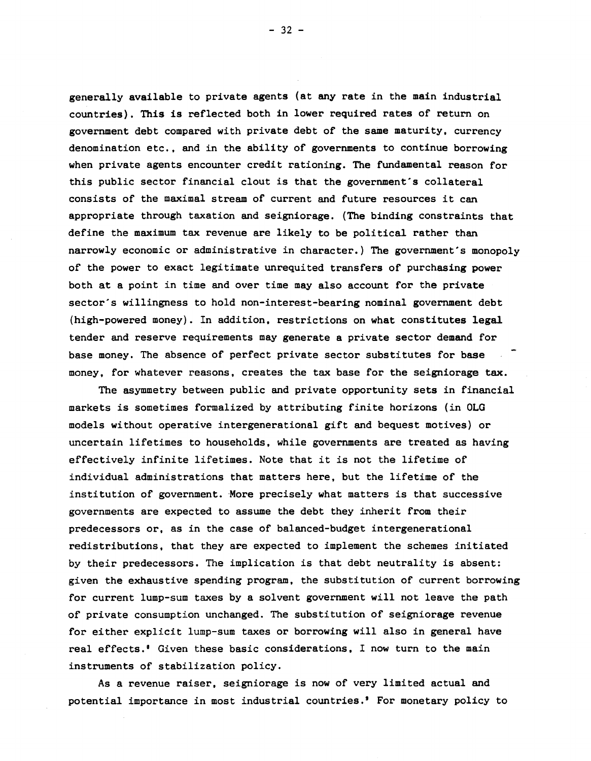generally available to private agents (at any rate in the main industrial countries). This is reflected both in lower required rates of return on government debt compared with private debt of the same maturity, currency denomination etc., and in the ability of governments to continue borrowing when private agents encounter credit rationing. The fundamental reason for this public sector financial clout is that the government's collateral consists of the maximal stream of current and future resources it can appropriate through taxation and seigniorage. (The binding constraints that define the maximum tax revenue are likely to be political rather than narrowly economic or administrative in character.) The government's monopoly of the power to exact legitimate unrequited transfers of purchasing power both at a point in time and over time may also account for the private sector's willingness to hold non-interest-bearing nominal government debt (high-powered money). In addition, restrictions on what constitutes legal tender and reserve requirements may generate a private sector demand for base money. The absence of perfect private sector substitutes for base money, for whatever reasons, creates the tax base for the seigniorage tax.

The asymmetry between public and private opportunity sets in financial markets is sometimes formalized by attributing finite horizons (in OLG models without operative intergenerational gift and bequest motives) or uncertain lifetimes to households, while governments are treated as having effectively infinite lifetimes. Note that it is not the lifetime of individual administrations that matters here, but the lifetime of the institution of government. More precisely what matters is that successive governments are expected to assume the debt they inherit from their predecessors or, as in the case of balanced-budget intergenerational redistributions, that they are expected to implement the schemes initiated by their predecessors. The implication is that debt neutrality is absent: given the exhaustive spending program, the substitution of current borrowing for current lump-sum taxes by a solvent government will not leave the path of private consumption unchanged. The substitution of seigniorage revenue for either explicit lump-sum taxes or borrowing will also in general have real effects.[8] Given these basic considerations, I now turn to the main instruments of stabilization policy.

As a revenue raiser, seigniorage is now of very limited actual and potential importance in most industrial countries.[9] For monetary policy to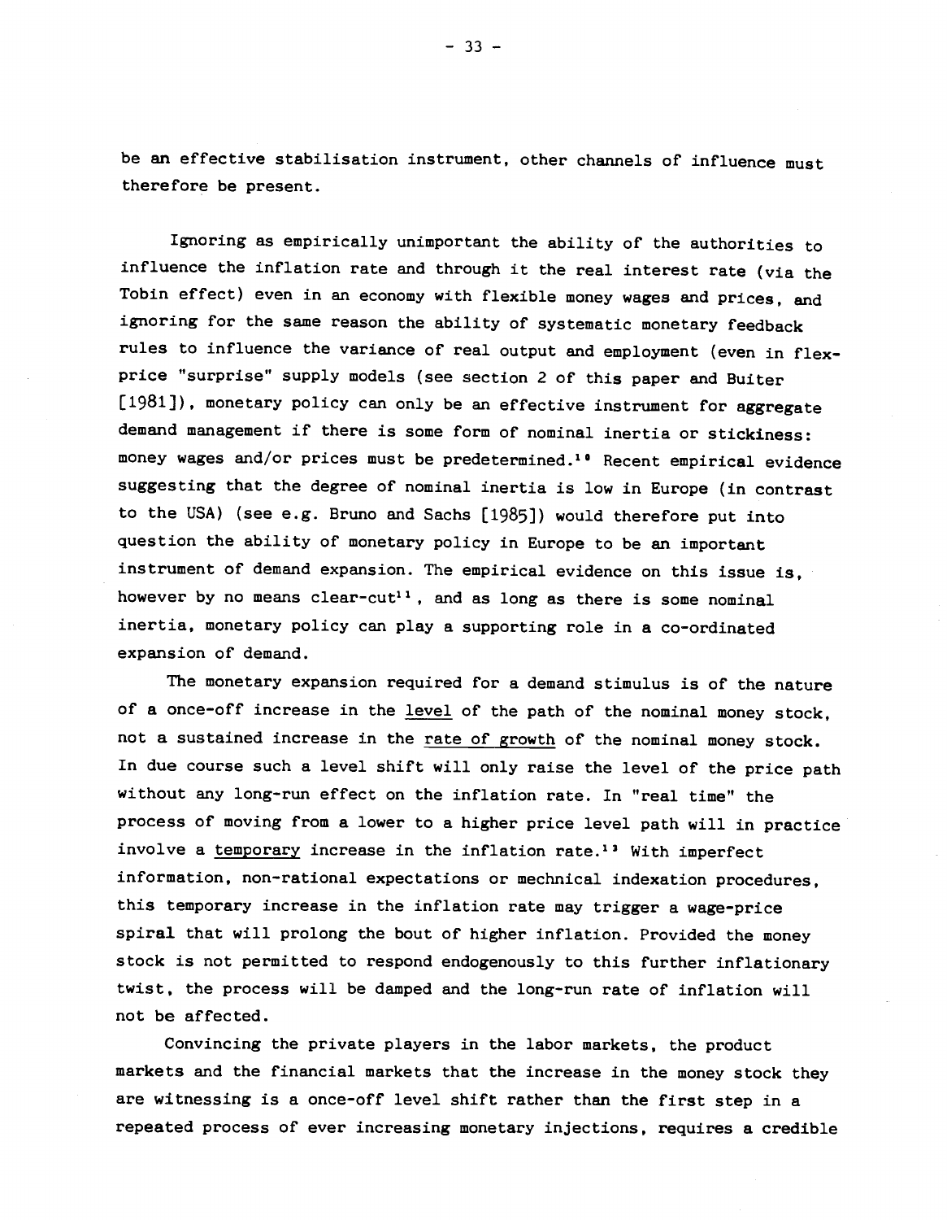be an effective stabilisation instrument, other channels of influence must therefore be present.

Ignoring as empirically unimportant the ability of the authorities to influence the inflation rate and through it the real interest rate (via the Tobin effect) even in an economy with flexible money wages and prices, and ignoring for the same reason the ability of systematic monetary feedback rules to influence the variance of real output and employment (even in flex-price "surprise" supply models (see section 2 of this paper and Buiter [1981]), monetary policy can only be an effective instrument for aggregate demand management if there is some form of nominal inertia or stickiness: money wages and/or prices must be predetermined.[10] Recent empirical evidence suggesting that the degree of nominal inertia is low in Europe (in contrast to the USA) (see e.g. Bruno and Sachs [1985]) would therefore put into question the ability of monetary policy in Europe to be an important instrument of demand expansion. The empirical evidence on this issue is, however by no means clear-cut[11], and as long as there is some nominal inertia, monetary policy can play a supporting role in a co-ordinated expansion of demand.

The monetary expansion required for a demand stimulus is of the nature of a once-off increase in the level of the path of the nominal money stock, not a sustained increase in the rate of growth of the nominal money stock. In due course such a level shift will only raise the level of the price path without any long-run effect on the inflation rate. In "real time" the process of moving from a lower to a higher price level path will in practice involve a temporary increase in the inflation rate.[12] With imperfect information, non-rational expectations or mechnical indexation procedures, this temporary increase in the inflation rate may trigger a wage-price spiral that will prolong the bout of higher inflation. Provided the money stock is not permitted to respond endogenously to this further inflationary twist, the process will be damped and the long-run rate of inflation will not be affected.

Convincing the private players in the labor markets, the product markets and the financial markets that the increase in the money stock they are witnessing is a once-off level shift rather than the first step in a repeated process of ever increasing monetary injections, requires a credible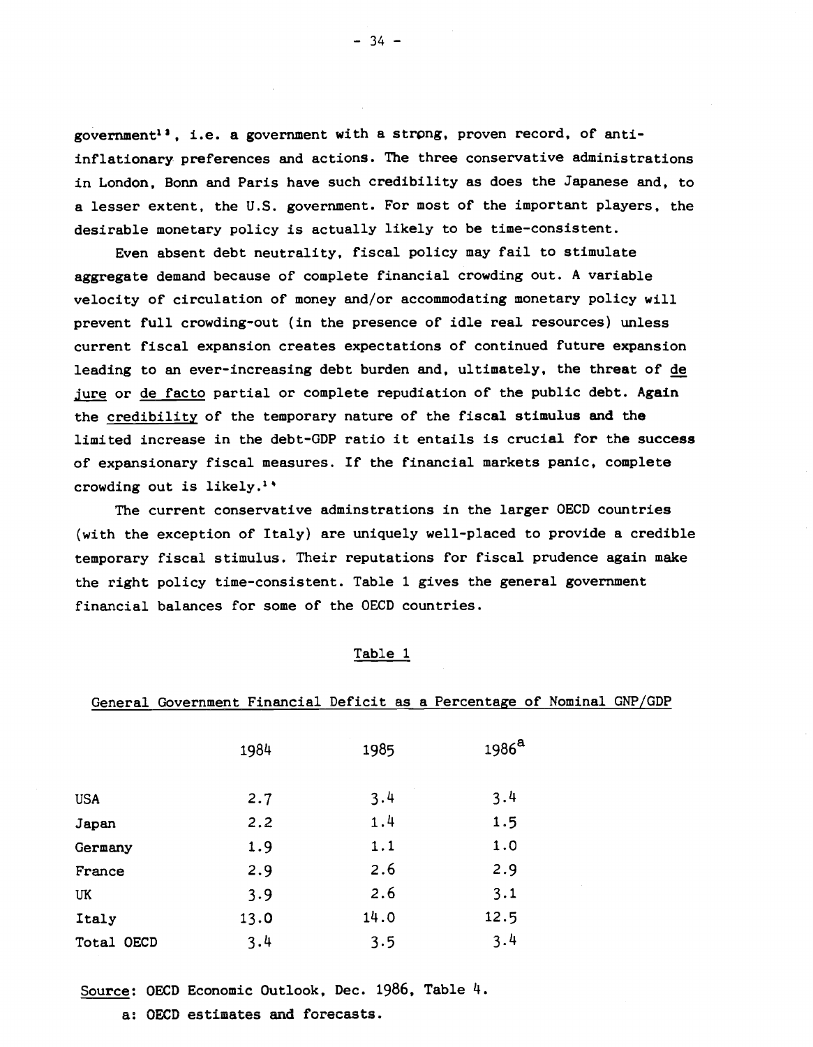government[13], i.e. a government with a strong, proven record, of anti-inflationary preferences and actions. The three conservative administrations in London, Bonn and Paris have such credibility as does the Japanese and, to a lesser extent, the U.S. government. For most of the important players, the desirable monetary policy is actually likely to be time-consistent.

Even absent debt neutrality, fiscal policy may fail to stimulate aggregate demand because of complete financial crowding out. A variable velocity of circulation of money and/or accommodating monetary policy will prevent full crowding-out (in the presence of idle real resources) unless current fiscal expansion creates expectations of continued future expansion leading to an ever-increasing debt burden and, ultimately, the threat of de jure or de facto partial or complete repudiation of the public debt. Again the credibility of the temporary nature of the fiscal stimulus and the limited increase in the debt-GDP ratio it entails is crucial for the success of expansionary fiscal measures. If the financial markets panic, complete crowding out is likely.[14]

The current conservative adminstrations in the larger OECD countries (with the exception of Italy) are uniquely well-placed to provide a credible temporary fiscal stimulus. Their reputations for fiscal prudence again make the right policy time-consistent. Table 1 gives the general government financial balances for some of the OECD countries.

Table 1

General Government Financial Deficit as a Percentage of Nominal GNP/GDP

| | 1984 | 1985 | 1986[a] |
|---|---|---|---|
| USA | 2.7 | 3.4 | 3.4 |
| Japan | 2.2 | 1.4 | 1.5 |
| Germany | 1.9 | 1.1 | 1.0 |
| France | 2.9 | 2.6 | 2.9 |
| UK | 3.9 | 2.6 | 3.1 |
| Italy | 13.0 | 14.0 | 12.5 |
| Total OECD | 3.4 | 3.5 | 3.4 |

Source: OECD Economic Outlook, Dec. 1986, Table 4.

a: OECD estimates and forecasts.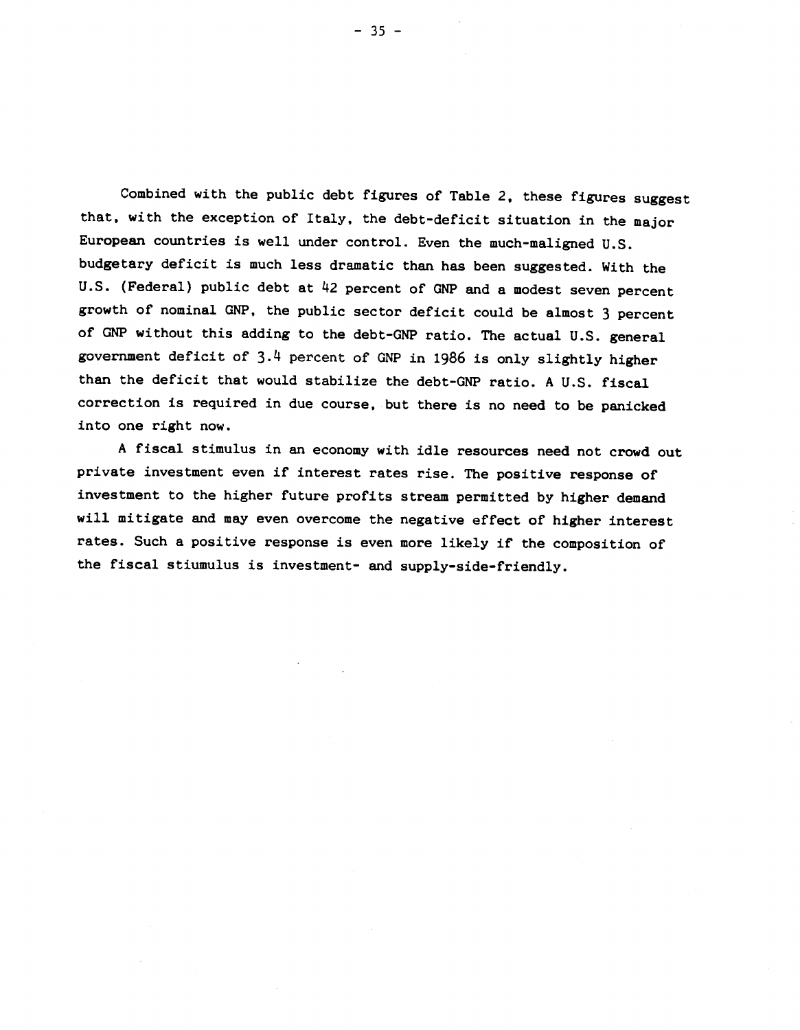Combined with the public debt figures of Table 2, these figures suggest that, with the exception of Italy, the debt-deficit situation in the major European countries is well under control. Even the much-maligned U.S. budgetary deficit is much less dramatic than has been suggested. With the U.S. (Federal) public debt at 42 percent of GNP and a modest seven percent growth of nominal GNP, the public sector deficit could be almost 3 percent of GNP without this adding to the debt-GNP ratio. The actual U.S. general government deficit of 3.4 percent of GNP in 1986 is only slightly higher than the deficit that would stabilize the debt-GNP ratio. A U.S. fiscal correction is required in due course, but there is no need to be panicked into one right now.

A fiscal stimulus in an economy with idle resources need not crowd out private investment even if interest rates rise. The positive response of investment to the higher future profits stream permitted by higher demand will mitigate and may even overcome the negative effect of higher interest rates. Such a positive response is even more likely if the composition of the fiscal stiumulus is investment- and supply-side-friendly.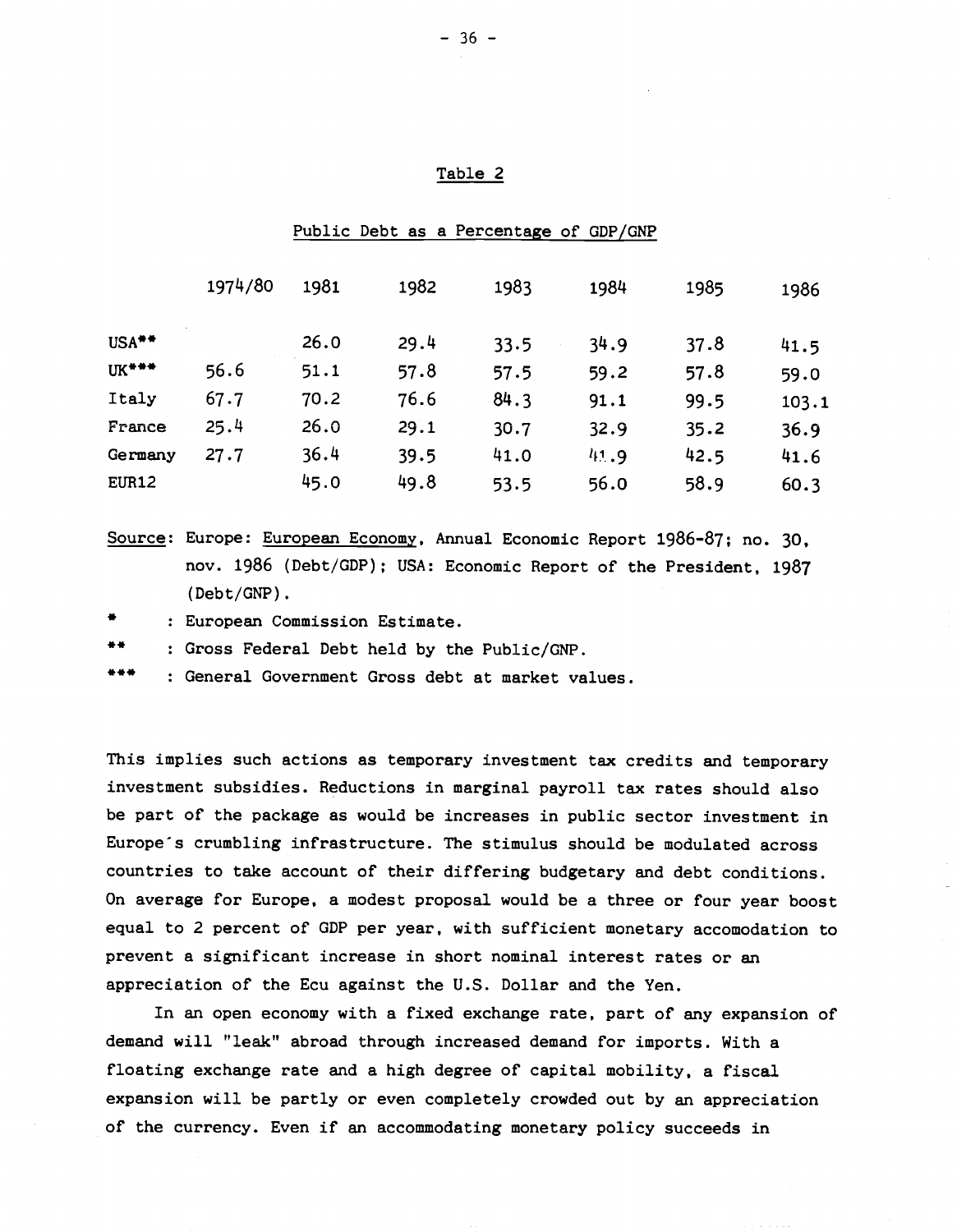Table 2

Public Debt as a Percentage of GDP/GNP

| | 1974/80 | 1981 | 1982 | 1983 | 1984 | 1985 | 1986 |
|---|---|---|---|---|---|---|---|
| USA** | | 26.0 | 29.4 | 33.5 | 34.9 | 37.8 | 41.5 |
| UK*** | 56.6 | 51.1 | 57.8 | 57.5 | 59.2 | 57.8 | 59.0 |
| Italy | 67.7 | 70.2 | 76.6 | 84.3 | 91.1 | 99.5 | 103.1 |
| France | 25.4 | 26.0 | 29.1 | 30.7 | 32.9 | 35.2 | 36.9 |
| Germany | 27.7 | 36.4 | 39.5 | 41.0 | 41.9 | 42.5 | 41.6 |
| EUR12 | | 45.0 | 49.8 | 53.5 | 56.0 | 58.9 | 60.3 |

Source: Europe: European Economy, Annual Economic Report 1986-87; no. 30, nov. 1986 (Debt/GDP); USA: Economic Report of the President, 1987 (Debt/GNP).

\* : European Commission Estimate.

\** : Gross Federal Debt held by the Public/GNP.

\*** : General Government Gross debt at market values.

This implies such actions as temporary investment tax credits and temporary investment subsidies. Reductions in marginal payroll tax rates should also be part of the package as would be increases in public sector investment in Europe's crumbling infrastructure. The stimulus should be modulated across countries to take account of their differing budgetary and debt conditions. On average for Europe, a modest proposal would be a three or four year boost equal to 2 percent of GDP per year, with sufficient monetary accomodation to prevent a significant increase in short nominal interest rates or an appreciation of the Ecu against the U.S. Dollar and the Yen.

In an open economy with a fixed exchange rate, part of any expansion of demand will "leak" abroad through increased demand for imports. With a floating exchange rate and a high degree of capital mobility, a fiscal expansion will be partly or even completely crowded out by an appreciation of the currency. Even if an accommodating monetary policy succeeds in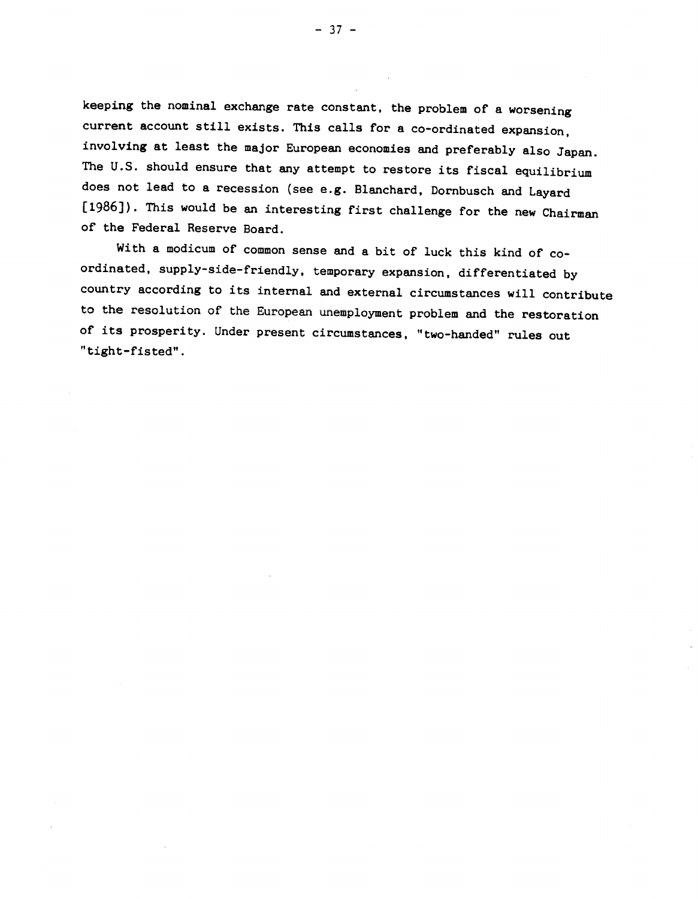keeping the nominal exchange rate constant, the problem of a worsening current account still exists. This calls for a co-ordinated expansion, involving at least the major European economies and preferably also Japan. The U.S. should ensure that any attempt to restore its fiscal equilibrium does not lead to a recession (see e.g. Blanchard, Dornbusch and Layard [1986]). This would be an interesting first challenge for the new Chairman of the Federal Reserve Board.

With a modicum of common sense and a bit of luck this kind of co-ordinated, supply-side-friendly, temporary expansion, differentiated by country according to its internal and external circumstances will contribute to the resolution of the European unemployment problem and the restoration of its prosperity. Under present circumstances, "two-handed" rules out "tight-fisted".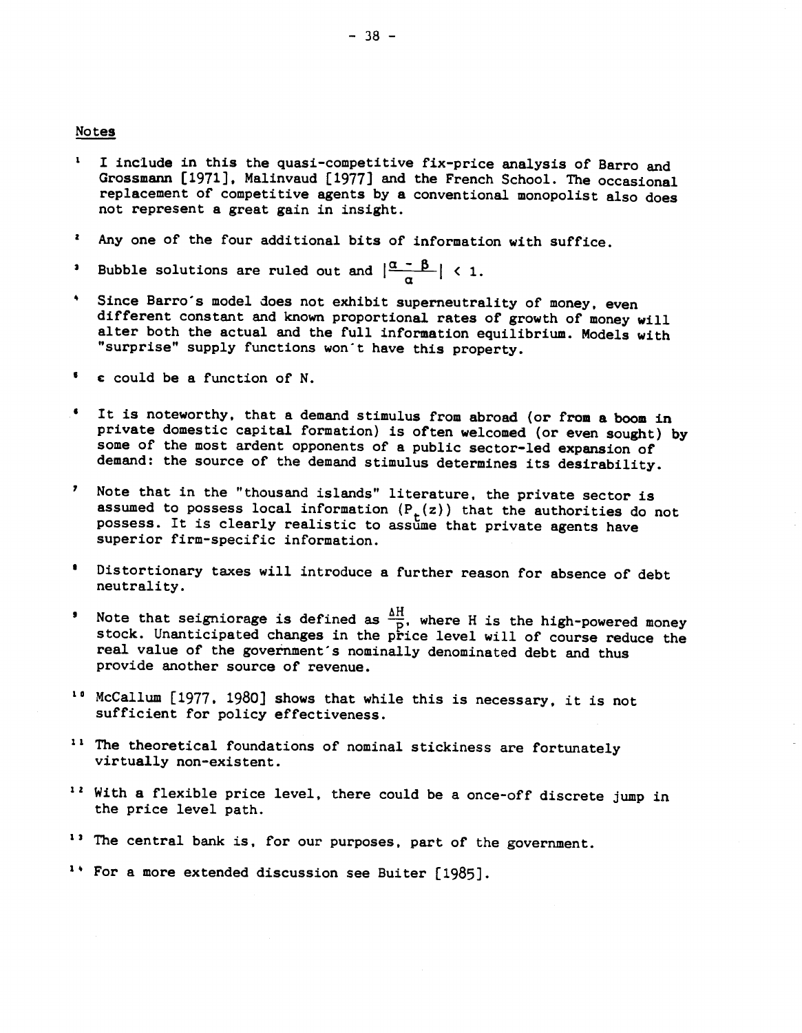## Notes

[1] I include in this the quasi-competitive fix-price analysis of Barro and Grossmann [1971], Malinvaud [1977] and the French School. The occasional replacement of competitive agents by a conventional monopolist also does not represent a great gain in insight.

[2] Any one of the four additional bits of information with suffice.

[3] Bubble solutions are ruled out and $|\frac{\alpha - \beta}{\alpha}| < 1$.

[4] Since Barro's model does not exhibit superneutrality of money, even different constant and known proportional rates of growth of money will alter both the actual and the full information equilibrium. Models with "surprise" supply functions won't have this property.

[5] $\epsilon$ could be a function of N.

[6] It is noteworthy, that a demand stimulus from abroad (or from a boom in private domestic capital formation) is often welcomed (or even sought) by some of the most ardent opponents of a public sector-led expansion of demand: the source of the demand stimulus determines its desirability.

[7] Note that in the "thousand islands" literature, the private sector is assumed to possess local information ($P_t(z)$) that the authorities do not possess. It is clearly realistic to assume that private agents have superior firm-specific information.

[8] Distortionary taxes will introduce a further reason for absence of debt neutrality.

[9] Note that seigniorage is defined as $\frac{\Delta H}{P}$, where H is the high-powered money stock. Unanticipated changes in the price level will of course reduce the real value of the government's nominally denominated debt and thus provide another source of revenue.

[10] McCallum [1977, 1980] shows that while this is necessary, it is not sufficient for policy effectiveness.

[11] The theoretical foundations of nominal stickiness are fortunately virtually non-existent.

[12] With a flexible price level, there could be a once-off discrete jump in the price level path.

[13] The central bank is, for our purposes, part of the government.

[14] For a more extended discussion see Buiter [1985].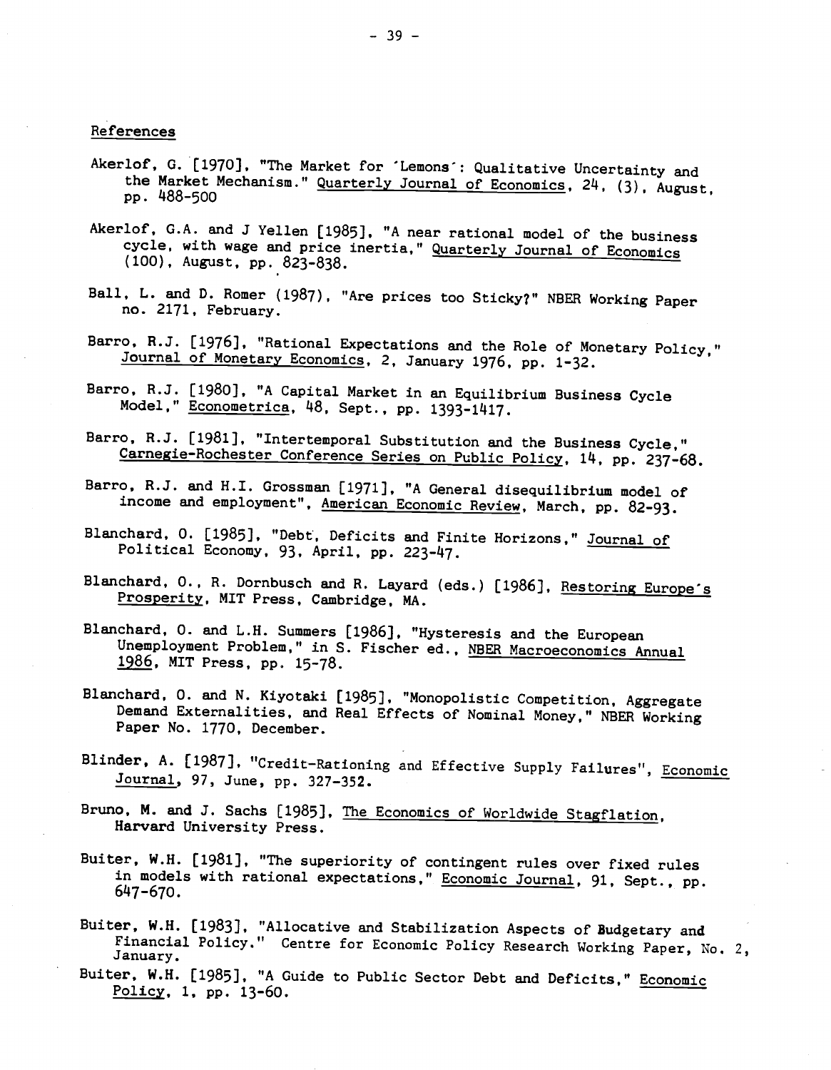## References

Akerlof, G. [1970], "The Market for 'Lemons': Qualitative Uncertainty and the Market Mechanism." Quarterly Journal of Economics, 24, (3), August, pp. 488-500

Akerlof, G.A. and J Yellen [1985], "A near rational model of the business cycle, with wage and price inertia," Quarterly Journal of Economics (100), August, pp. 823-838.

Ball, L. and D. Romer (1987), "Are prices too Sticky?" NBER Working Paper no. 2171, February.

Barro, R.J. [1976], "Rational Expectations and the Role of Monetary Policy," Journal of Monetary Economics, 2, January 1976, pp. 1-32.

Barro, R.J. [1980], "A Capital Market in an Equilibrium Business Cycle Model," Econometrica, 48, Sept., pp. 1393-1417.

Barro, R.J. [1981], "Intertemporal Substitution and the Business Cycle," Carnegie-Rochester Conference Series on Public Policy, 14, pp. 237-68.

Barro, R.J. and H.I. Grossman [1971], "A General disequilibrium model of income and employment", American Economic Review, March, pp. 82-93.

Blanchard, O. [1985], "Debt, Deficits and Finite Horizons," Journal of Political Economy, 93, April, pp. 223-47.

Blanchard, O., R. Dornbusch and R. Layard (eds.) [1986], Restoring Europe's Prosperity, MIT Press, Cambridge, MA.

Blanchard, O. and L.H. Summers [1986], "Hysteresis and the European Unemployment Problem," in S. Fischer ed., NBER Macroeconomics Annual 1986, MIT Press, pp. 15-78.

Blanchard, O. and N. Kiyotaki [1985], "Monopolistic Competition, Aggregate Demand Externalities, and Real Effects of Nominal Money," NBER Working Paper No. 1770, December.

Blinder, A. [1987], "Credit-Rationing and Effective Supply Failures", Economic Journal, 97, June, pp. 327-352.

Bruno, M. and J. Sachs [1985], The Economics of Worldwide Stagflation, Harvard University Press.

Buiter, W.H. [1981], "The superiority of contingent rules over fixed rules in models with rational expectations," Economic Journal, 91, Sept., pp. 647-670.

Buiter, W.H. [1983], "Allocative and Stabilization Aspects of Budgetary and Financial Policy." Centre for Economic Policy Research Working Paper, No. 2, January.

Buiter, W.H. [1985], "A Guide to Public Sector Debt and Deficits," Economic Policy, 1, pp. 13-60.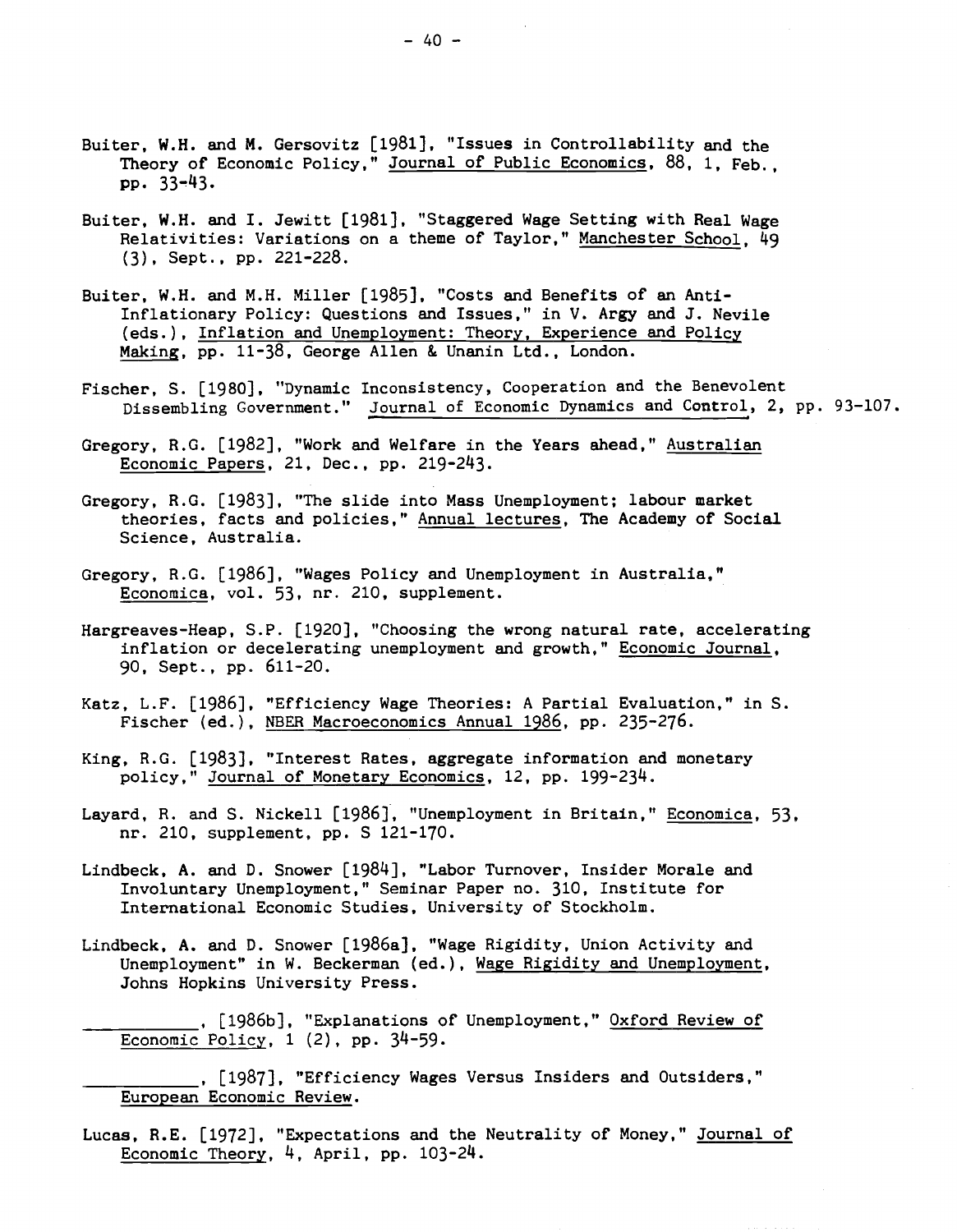Buiter, W.H. and M. Gersovitz [1981], "Issues in Controllability and the Theory of Economic Policy," Journal of Public Economics, 88, 1, Feb., pp. 33-43.

Buiter, W.H. and I. Jewitt [1981], "Staggered Wage Setting with Real Wage Relativities: Variations on a theme of Taylor," Manchester School, 49 (3), Sept., pp. 221-228.

Buiter, W.H. and M.H. Miller [1985], "Costs and Benefits of an Anti-Inflationary Policy: Questions and Issues," in V. Argy and J. Nevile (eds.), Inflation and Unemployment: Theory, Experience and Policy Making, pp. 11-38, George Allen & Unanin Ltd., London.

Fischer, S. [1980], "Dynamic Inconsistency, Cooperation and the Benevolent Dissembling Government." Journal of Economic Dynamics and Control, 2, pp. 93-107.

Gregory, R.G. [1982], "Work and Welfare in the Years ahead," Australian Economic Papers, 21, Dec., pp. 219-243.

Gregory, R.G. [1983], "The slide into Mass Unemployment; labour market theories, facts and policies," Annual lectures, The Academy of Social Science, Australia.

Gregory, R.G. [1986], "Wages Policy and Unemployment in Australia," Economica, vol. 53, nr. 210, supplement.

Hargreaves-Heap, S.P. [1920], "Choosing the wrong natural rate, accelerating inflation or decelerating unemployment and growth," Economic Journal, 90, Sept., pp. 611-20.

Katz, L.F. [1986], "Efficiency Wage Theories: A Partial Evaluation," in S. Fischer (ed.), NBER Macroeconomics Annual 1986, pp. 235-276.

King, R.G. [1983], "Interest Rates, aggregate information and monetary policy," Journal of Monetary Economics, 12, pp. 199-234.

Layard, R. and S. Nickell [1986], "Unemployment in Britain," Economica, 53, nr. 210, supplement, pp. S 121-170.

Lindbeck, A. and D. Snower [1984], "Labor Turnover, Insider Morale and Involuntary Unemployment," Seminar Paper no. 310, Institute for International Economic Studies, University of Stockholm.

Lindbeck, A. and D. Snower [1986a], "Wage Rigidity, Union Activity and Unemployment" in W. Beckerman (ed.), Wage Rigidity and Unemployment, Johns Hopkins University Press.

__________, [1986b], "Explanations of Unemployment," Oxford Review of Economic Policy, 1 (2), pp. 34-59.

__________, [1987], "Efficiency Wages Versus Insiders and Outsiders," European Economic Review.

Lucas, R.E. [1972], "Expectations and the Neutrality of Money," Journal of Economic Theory, 4, April, pp. 103-24.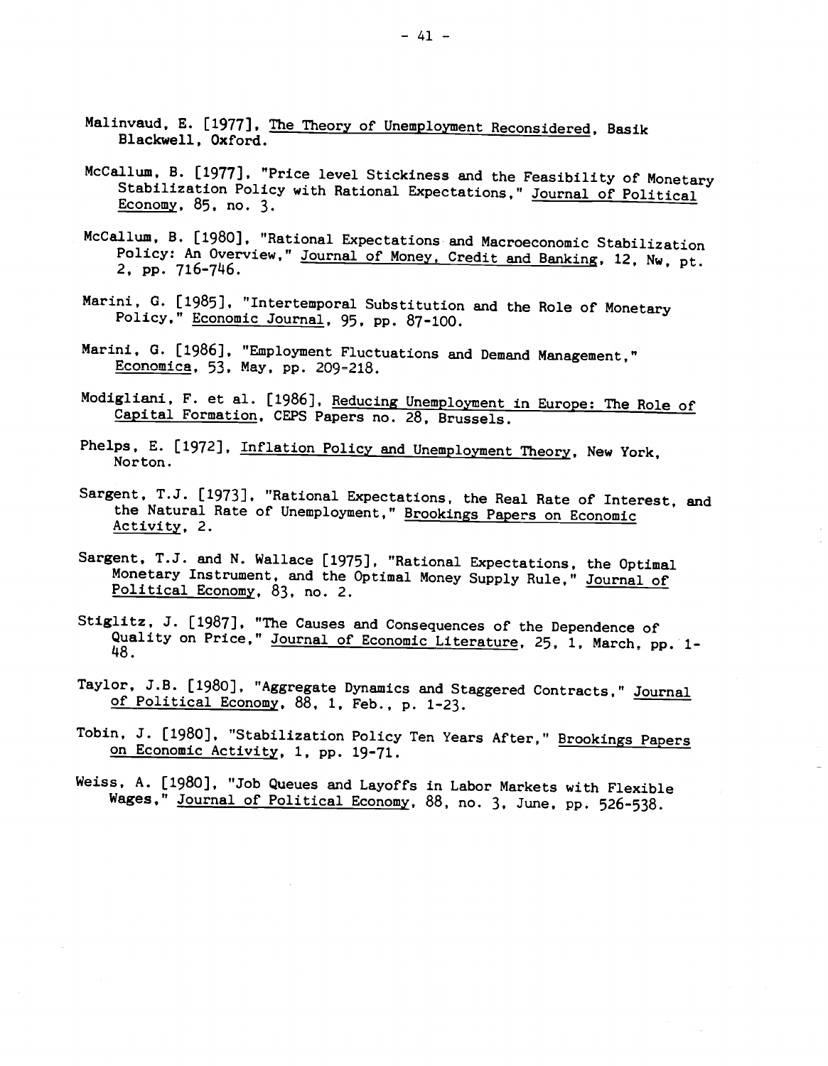Malinvaud, E. [1977], The Theory of Unemployment Reconsidered, Basik Blackwell, Oxford.

McCallum, B. [1977], "Price level Stickiness and the Feasibility of Monetary Stabilization Policy with Rational Expectations," Journal of Political Economy, 85, no. 3.

McCallum, B. [1980], "Rational Expectations and Macroeconomic Stabilization Policy: An Overview," Journal of Money, Credit and Banking, 12, Nw, pt. 2, pp. 716-746.

Marini, G. [1985], "Intertemporal Substitution and the Role of Monetary Policy," Economic Journal, 95, pp. 87-100.

Marini, G. [1986], "Employment Fluctuations and Demand Management," Economica, 53, May, pp. 209-218.

Modigliani, F. et al. [1986], Reducing Unemployment in Europe: The Role of Capital Formation, CEPS Papers no. 28, Brussels.

Phelps, E. [1972], Inflation Policy and Unemployment Theory, New York, Norton.

Sargent, T.J. [1973], "Rational Expectations, the Real Rate of Interest, and the Natural Rate of Unemployment," Brookings Papers on Economic Activity, 2.

Sargent, T.J. and N. Wallace [1975], "Rational Expectations, the Optimal Monetary Instrument, and the Optimal Money Supply Rule," Journal of Political Economy, 83, no. 2.

Stiglitz, J. [1987], "The Causes and Consequences of the Dependence of Quality on Price," Journal of Economic Literature, 25, 1, March, pp. 1-48.

Taylor, J.B. [1980], "Aggregate Dynamics and Staggered Contracts," Journal of Political Economy, 88, 1, Feb., p. 1-23.

Tobin, J. [1980], "Stabilization Policy Ten Years After," Brookings Papers on Economic Activity, 1, pp. 19-71.

Weiss, A. [1980], "Job Queues and Layoffs in Labor Markets with Flexible Wages," Journal of Political Economy, 88, no. 3, June, pp. 526-538.